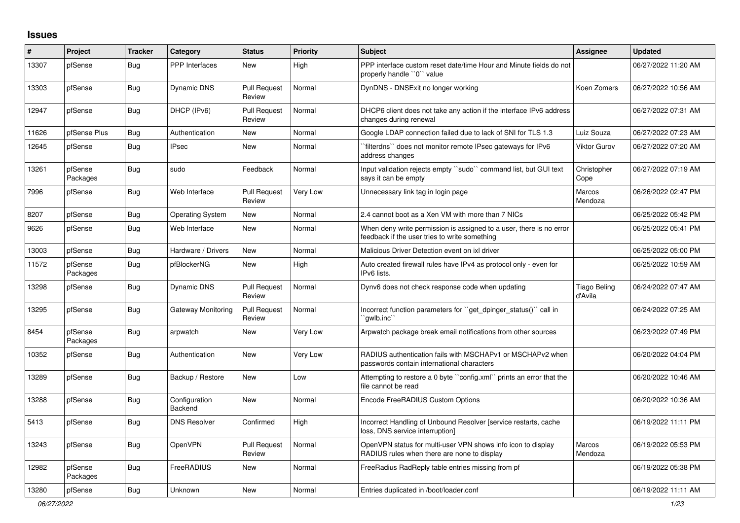# Issues

| # | Project | Tracker | Category | Status | Priority | Subject | Assignee | Updated |
|---|---|---|---|---|---|---|---|---|
| 13307 | pfSense | Bug | PPP Interfaces | New | High | PPP interface custom reset date/time Hour and Minute fields do not properly handle ``0`` value | | 06/27/2022 11:20 AM |
| 13303 | pfSense | Bug | Dynamic DNS | Pull Request Review | Normal | DynDNS - DNSExit no longer working | Koen Zomers | 06/27/2022 10:56 AM |
| 12947 | pfSense | Bug | DHCP (IPv6) | Pull Request Review | Normal | DHCP6 client does not take any action if the interface IPv6 address changes during renewal | | 06/27/2022 07:31 AM |
| 11626 | pfSense Plus | Bug | Authentication | New | Normal | Google LDAP connection failed due to lack of SNI for TLS 1.3 | Luiz Souza | 06/27/2022 07:23 AM |
| 12645 | pfSense | Bug | IPsec | New | Normal | ``filterdns`` does not monitor remote IPsec gateways for IPv6 address changes | Viktor Gurov | 06/27/2022 07:20 AM |
| 13261 | pfSense Packages | Bug | sudo | Feedback | Normal | Input validation rejects empty ``sudo`` command list, but GUI text says it can be empty | Christopher Cope | 06/27/2022 07:19 AM |
| 7996 | pfSense | Bug | Web Interface | Pull Request Review | Very Low | Unnecessary link tag in login page | Marcos Mendoza | 06/26/2022 02:47 PM |
| 8207 | pfSense | Bug | Operating System | New | Normal | 2.4 cannot boot as a Xen VM with more than 7 NICs | | 06/25/2022 05:42 PM |
| 9626 | pfSense | Bug | Web Interface | New | Normal | When deny write permission is assigned to a user, there is no error feedback if the user tries to write something | | 06/25/2022 05:41 PM |
| 13003 | pfSense | Bug | Hardware / Drivers | New | Normal | Malicious Driver Detection event on ixl driver | | 06/25/2022 05:00 PM |
| 11572 | pfSense Packages | Bug | pfBlockerNG | New | High | Auto created firewall rules have IPv4 as protocol only - even for IPv6 lists. | | 06/25/2022 10:59 AM |
| 13298 | pfSense | Bug | Dynamic DNS | Pull Request Review | Normal | Dynv6 does not check response code when updating | Tiago Beling d'Avila | 06/24/2022 07:47 AM |
| 13295 | pfSense | Bug | Gateway Monitoring | Pull Request Review | Normal | Incorrect function parameters for ``get_dpinger_status()`` call in ``gwlb.inc`` | | 06/24/2022 07:25 AM |
| 8454 | pfSense Packages | Bug | arpwatch | New | Very Low | Arpwatch package break email notifications from other sources | | 06/23/2022 07:49 PM |
| 10352 | pfSense | Bug | Authentication | New | Very Low | RADIUS authentication fails with MSCHAPv1 or MSCHAPv2 when passwords contain international characters | | 06/20/2022 04:04 PM |
| 13289 | pfSense | Bug | Backup / Restore | New | Low | Attempting to restore a 0 byte ``config.xml`` prints an error that the file cannot be read | | 06/20/2022 10:46 AM |
| 13288 | pfSense | Bug | Configuration Backend | New | Normal | Encode FreeRADIUS Custom Options | | 06/20/2022 10:36 AM |
| 5413 | pfSense | Bug | DNS Resolver | Confirmed | High | Incorrect Handling of Unbound Resolver [service restarts, cache loss, DNS service interruption] | | 06/19/2022 11:11 PM |
| 13243 | pfSense | Bug | OpenVPN | Pull Request Review | Normal | OpenVPN status for multi-user VPN shows info icon to display RADIUS rules when there are none to display | Marcos Mendoza | 06/19/2022 05:53 PM |
| 12982 | pfSense Packages | Bug | FreeRADIUS | New | Normal | FreeRadius RadReply table entries missing from pf | | 06/19/2022 05:38 PM |
| 13280 | pfSense | Bug | Unknown | New | Normal | Entries duplicated in /boot/loader.conf | | 06/19/2022 11:11 AM |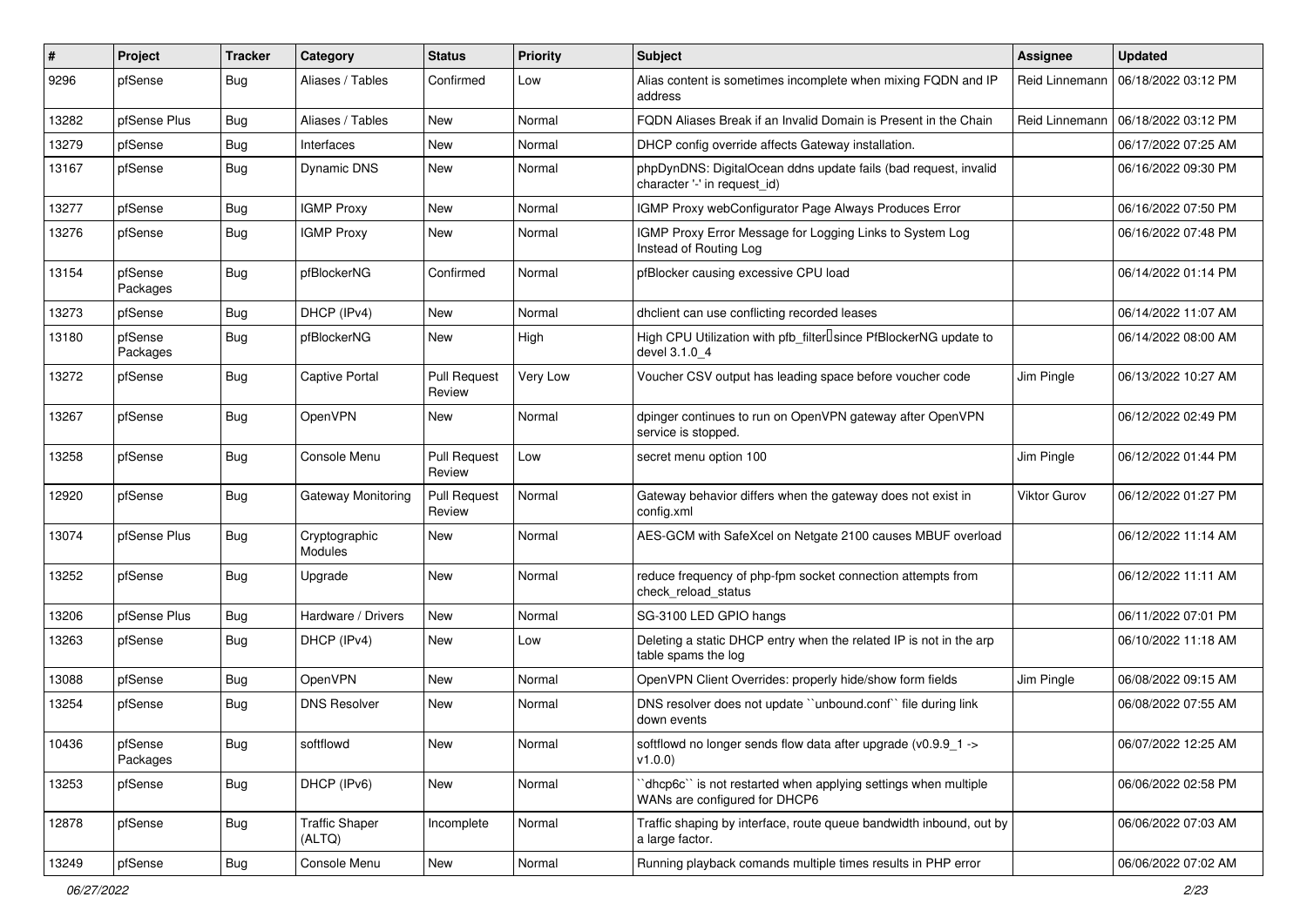| # | Project | Tracker | Category | Status | Priority | Subject | Assignee | Updated |
|---|---|---|---|---|---|---|---|---|
| 9296 | pfSense | Bug | Aliases / Tables | Confirmed | Low | Alias content is sometimes incomplete when mixing FQDN and IP address | Reid Linnemann | 06/18/2022 03:12 PM |
| 13282 | pfSense Plus | Bug | Aliases / Tables | New | Normal | FQDN Aliases Break if an Invalid Domain is Present in the Chain | Reid Linnemann | 06/18/2022 03:12 PM |
| 13279 | pfSense | Bug | Interfaces | New | Normal | DHCP config override affects Gateway installation. | | 06/17/2022 07:25 AM |
| 13167 | pfSense | Bug | Dynamic DNS | New | Normal | phpDynDNS: DigitalOcean ddns update fails (bad request, invalid character '-' in request_id) | | 06/16/2022 09:30 PM |
| 13277 | pfSense | Bug | IGMP Proxy | New | Normal | IGMP Proxy webConfigurator Page Always Produces Error | | 06/16/2022 07:50 PM |
| 13276 | pfSense | Bug | IGMP Proxy | New | Normal | IGMP Proxy Error Message for Logging Links to System Log Instead of Routing Log | | 06/16/2022 07:48 PM |
| 13154 | pfSense Packages | Bug | pfBlockerNG | Confirmed | Normal | pfBlocker causing excessive CPU load | | 06/14/2022 01:14 PM |
| 13273 | pfSense | Bug | DHCP (IPv4) | New | Normal | dhclient can use conflicting recorded leases | | 06/14/2022 11:07 AM |
| 13180 | pfSense Packages | Bug | pfBlockerNG | New | High | High CPU Utilization with pfb_filter since PfBlockerNG update to devel 3.1.0_4 | | 06/14/2022 08:00 AM |
| 13272 | pfSense | Bug | Captive Portal | Pull Request Review | Very Low | Voucher CSV output has leading space before voucher code | Jim Pingle | 06/13/2022 10:27 AM |
| 13267 | pfSense | Bug | OpenVPN | New | Normal | dpinger continues to run on OpenVPN gateway after OpenVPN service is stopped. | | 06/12/2022 02:49 PM |
| 13258 | pfSense | Bug | Console Menu | Pull Request Review | Low | secret menu option 100 | Jim Pingle | 06/12/2022 01:44 PM |
| 12920 | pfSense | Bug | Gateway Monitoring | Pull Request Review | Normal | Gateway behavior differs when the gateway does not exist in config.xml | Viktor Gurov | 06/12/2022 01:27 PM |
| 13074 | pfSense Plus | Bug | Cryptographic Modules | New | Normal | AES-GCM with SafeXcel on Netgate 2100 causes MBUF overload | | 06/12/2022 11:14 AM |
| 13252 | pfSense | Bug | Upgrade | New | Normal | reduce frequency of php-fpm socket connection attempts from check_reload_status | | 06/12/2022 11:11 AM |
| 13206 | pfSense Plus | Bug | Hardware / Drivers | New | Normal | SG-3100 LED GPIO hangs | | 06/11/2022 07:01 PM |
| 13263 | pfSense | Bug | DHCP (IPv4) | New | Low | Deleting a static DHCP entry when the related IP is not in the arp table spams the log | | 06/10/2022 11:18 AM |
| 13088 | pfSense | Bug | OpenVPN | New | Normal | OpenVPN Client Overrides: properly hide/show form fields | Jim Pingle | 06/08/2022 09:15 AM |
| 13254 | pfSense | Bug | DNS Resolver | New | Normal | DNS resolver does not update ``unbound.conf`` file during link down events | | 06/08/2022 07:55 AM |
| 10436 | pfSense Packages | Bug | softflowd | New | Normal | softflowd no longer sends flow data after upgrade (v0.9.9_1 -> v1.0.0) | | 06/07/2022 12:25 AM |
| 13253 | pfSense | Bug | DHCP (IPv6) | New | Normal | ``dhcp6c`` is not restarted when applying settings when multiple WANs are configured for DHCP6 | | 06/06/2022 02:58 PM |
| 12878 | pfSense | Bug | Traffic Shaper (ALTQ) | Incomplete | Normal | Traffic shaping by interface, route queue bandwidth inbound, out by a large factor. | | 06/06/2022 07:03 AM |
| 13249 | pfSense | Bug | Console Menu | New | Normal | Running playback comands multiple times results in PHP error | | 06/06/2022 07:02 AM |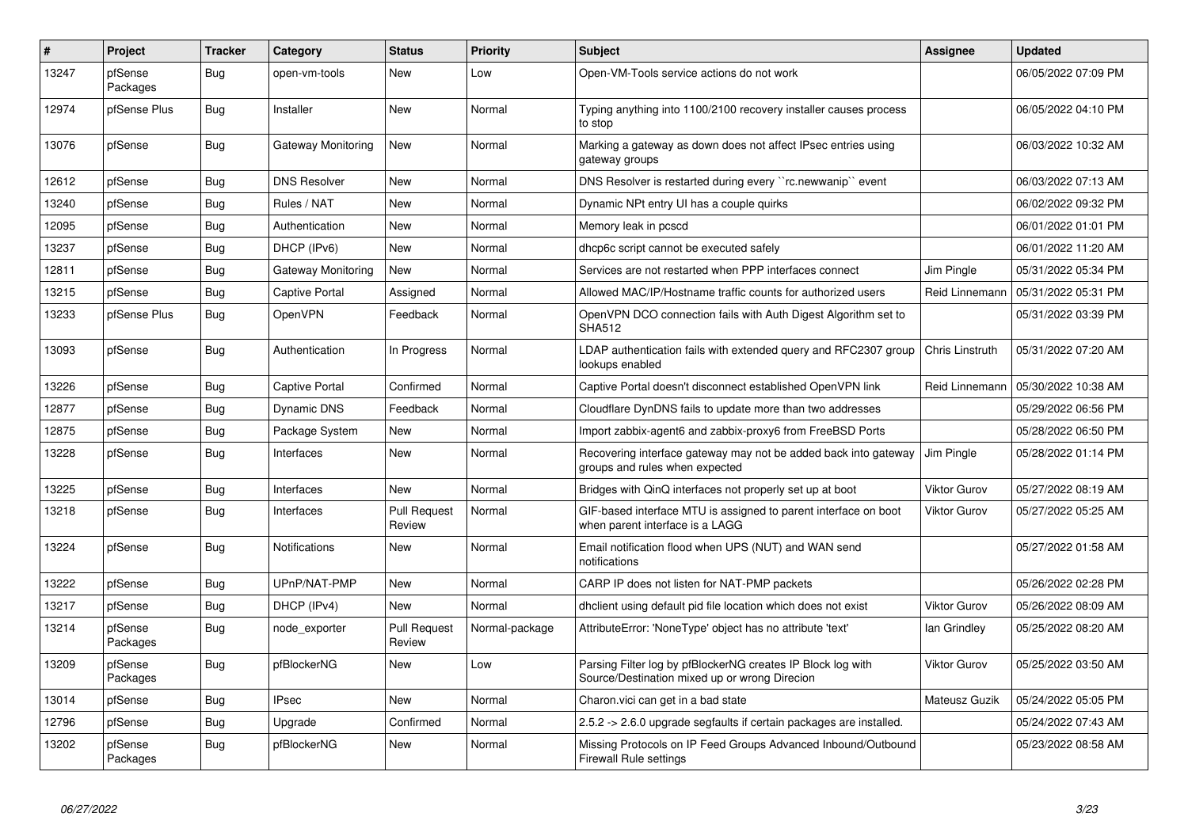| # | Project | Tracker | Category | Status | Priority | Subject | Assignee | Updated |
|---|---|---|---|---|---|---|---|---|
| 13247 | pfSense Packages | Bug | open-vm-tools | New | Low | Open-VM-Tools service actions do not work | | 06/05/2022 07:09 PM |
| 12974 | pfSense Plus | Bug | Installer | New | Normal | Typing anything into 1100/2100 recovery installer causes process to stop | | 06/05/2022 04:10 PM |
| 13076 | pfSense | Bug | Gateway Monitoring | New | Normal | Marking a gateway as down does not affect IPsec entries using gateway groups | | 06/03/2022 10:32 AM |
| 12612 | pfSense | Bug | DNS Resolver | New | Normal | DNS Resolver is restarted during every ``rc.newwanip`` event | | 06/03/2022 07:13 AM |
| 13240 | pfSense | Bug | Rules / NAT | New | Normal | Dynamic NPt entry UI has a couple quirks | | 06/02/2022 09:32 PM |
| 12095 | pfSense | Bug | Authentication | New | Normal | Memory leak in pcscd | | 06/01/2022 01:01 PM |
| 13237 | pfSense | Bug | DHCP (IPv6) | New | Normal | dhcp6c script cannot be executed safely | | 06/01/2022 11:20 AM |
| 12811 | pfSense | Bug | Gateway Monitoring | New | Normal | Services are not restarted when PPP interfaces connect | Jim Pingle | 05/31/2022 05:34 PM |
| 13215 | pfSense | Bug | Captive Portal | Assigned | Normal | Allowed MAC/IP/Hostname traffic counts for authorized users | Reid Linnemann | 05/31/2022 05:31 PM |
| 13233 | pfSense Plus | Bug | OpenVPN | Feedback | Normal | OpenVPN DCO connection fails with Auth Digest Algorithm set to SHA512 | | 05/31/2022 03:39 PM |
| 13093 | pfSense | Bug | Authentication | In Progress | Normal | LDAP authentication fails with extended query and RFC2307 group lookups enabled | Chris Linstruth | 05/31/2022 07:20 AM |
| 13226 | pfSense | Bug | Captive Portal | Confirmed | Normal | Captive Portal doesn't disconnect established OpenVPN link | Reid Linnemann | 05/30/2022 10:38 AM |
| 12877 | pfSense | Bug | Dynamic DNS | Feedback | Normal | Cloudflare DynDNS fails to update more than two addresses | | 05/29/2022 06:56 PM |
| 12875 | pfSense | Bug | Package System | New | Normal | Import zabbix-agent6 and zabbix-proxy6 from FreeBSD Ports | | 05/28/2022 06:50 PM |
| 13228 | pfSense | Bug | Interfaces | New | Normal | Recovering interface gateway may not be added back into gateway groups and rules when expected | Jim Pingle | 05/28/2022 01:14 PM |
| 13225 | pfSense | Bug | Interfaces | New | Normal | Bridges with QinQ interfaces not properly set up at boot | Viktor Gurov | 05/27/2022 08:19 AM |
| 13218 | pfSense | Bug | Interfaces | Pull Request Review | Normal | GIF-based interface MTU is assigned to parent interface on boot when parent interface is a LAGG | Viktor Gurov | 05/27/2022 05:25 AM |
| 13224 | pfSense | Bug | Notifications | New | Normal | Email notification flood when UPS (NUT) and WAN send notifications | | 05/27/2022 01:58 AM |
| 13222 | pfSense | Bug | UPnP/NAT-PMP | New | Normal | CARP IP does not listen for NAT-PMP packets | | 05/26/2022 02:28 PM |
| 13217 | pfSense | Bug | DHCP (IPv4) | New | Normal | dhclient using default pid file location which does not exist | Viktor Gurov | 05/26/2022 08:09 AM |
| 13214 | pfSense Packages | Bug | node_exporter | Pull Request Review | Normal-package | AttributeError: 'NoneType' object has no attribute 'text' | Ian Grindley | 05/25/2022 08:20 AM |
| 13209 | pfSense Packages | Bug | pfBlockerNG | New | Low | Parsing Filter log by pfBlockerNG creates IP Block log with Source/Destination mixed up or wrong Direcion | Viktor Gurov | 05/25/2022 03:50 AM |
| 13014 | pfSense | Bug | IPsec | New | Normal | Charon.vici can get in a bad state | Mateusz Guzik | 05/24/2022 05:05 PM |
| 12796 | pfSense | Bug | Upgrade | Confirmed | Normal | 2.5.2 -> 2.6.0 upgrade segfaults if certain packages are installed. | | 05/24/2022 07:43 AM |
| 13202 | pfSense Packages | Bug | pfBlockerNG | New | Normal | Missing Protocols on IP Feed Groups Advanced Inbound/Outbound Firewall Rule settings | | 05/23/2022 08:58 AM |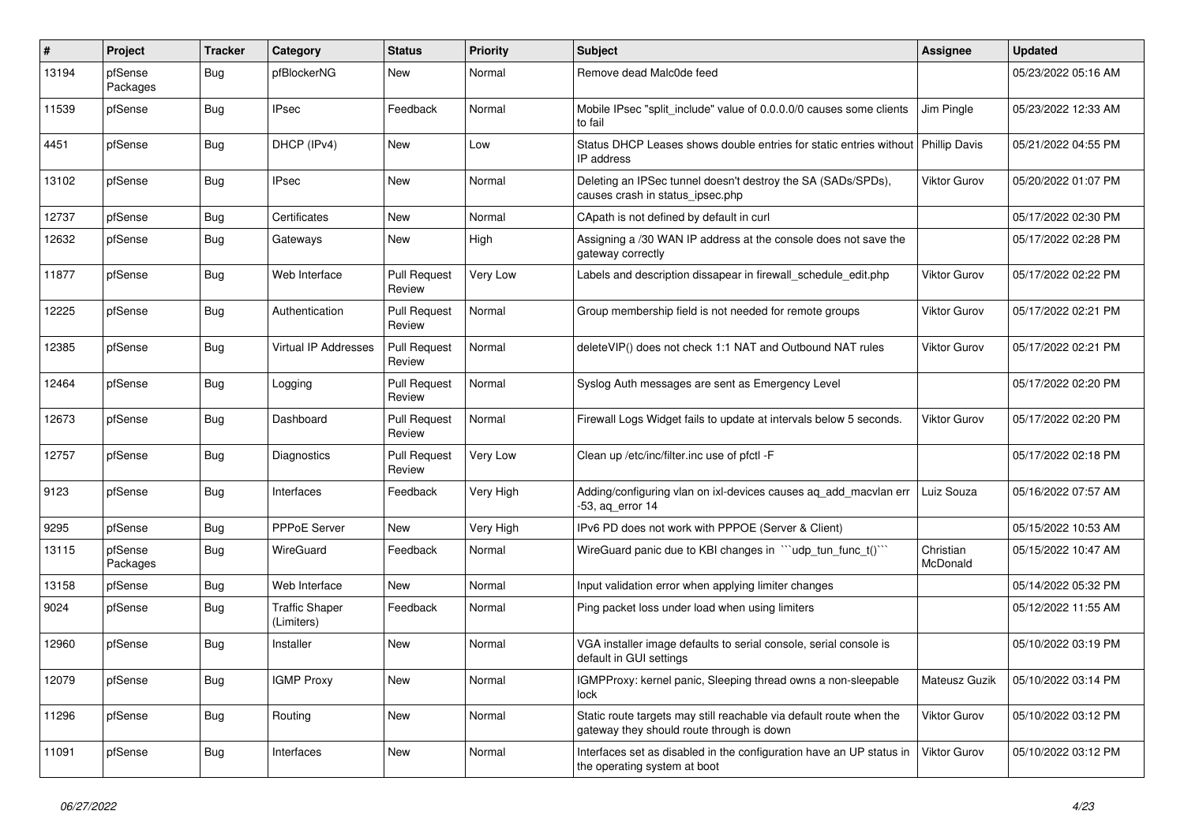| # | Project | Tracker | Category | Status | Priority | Subject | Assignee | Updated |
|---|---|---|---|---|---|---|---|---|
| 13194 | pfSense Packages | Bug | pfBlockerNG | New | Normal | Remove dead Malc0de feed | | 05/23/2022 05:16 AM |
| 11539 | pfSense | Bug | IPsec | Feedback | Normal | Mobile IPsec "split_include" value of 0.0.0.0/0 causes some clients to fail | Jim Pingle | 05/23/2022 12:33 AM |
| 4451 | pfSense | Bug | DHCP (IPv4) | New | Low | Status DHCP Leases shows double entries for static entries without IP address | Phillip Davis | 05/21/2022 04:55 PM |
| 13102 | pfSense | Bug | IPsec | New | Normal | Deleting an IPSec tunnel doesn't destroy the SA (SADs/SPDs), causes crash in status_ipsec.php | Viktor Gurov | 05/20/2022 01:07 PM |
| 12737 | pfSense | Bug | Certificates | New | Normal | CApath is not defined by default in curl | | 05/17/2022 02:30 PM |
| 12632 | pfSense | Bug | Gateways | New | High | Assigning a /30 WAN IP address at the console does not save the gateway correctly | | 05/17/2022 02:28 PM |
| 11877 | pfSense | Bug | Web Interface | Pull Request Review | Very Low | Labels and description dissapear in firewall_schedule_edit.php | Viktor Gurov | 05/17/2022 02:22 PM |
| 12225 | pfSense | Bug | Authentication | Pull Request Review | Normal | Group membership field is not needed for remote groups | Viktor Gurov | 05/17/2022 02:21 PM |
| 12385 | pfSense | Bug | Virtual IP Addresses | Pull Request Review | Normal | deleteVIP() does not check 1:1 NAT and Outbound NAT rules | Viktor Gurov | 05/17/2022 02:21 PM |
| 12464 | pfSense | Bug | Logging | Pull Request Review | Normal | Syslog Auth messages are sent as Emergency Level | | 05/17/2022 02:20 PM |
| 12673 | pfSense | Bug | Dashboard | Pull Request Review | Normal | Firewall Logs Widget fails to update at intervals below 5 seconds. | Viktor Gurov | 05/17/2022 02:20 PM |
| 12757 | pfSense | Bug | Diagnostics | Pull Request Review | Very Low | Clean up /etc/inc/filter.inc use of pfctl -F | | 05/17/2022 02:18 PM |
| 9123 | pfSense | Bug | Interfaces | Feedback | Very High | Adding/configuring vlan on ixl-devices causes aq_add_macvlan err -53, aq_error 14 | Luiz Souza | 05/16/2022 07:57 AM |
| 9295 | pfSense | Bug | PPPoE Server | New | Very High | IPv6 PD does not work with PPPOE (Server & Client) | | 05/15/2022 10:53 AM |
| 13115 | pfSense Packages | Bug | WireGuard | Feedback | Normal | WireGuard panic due to KBI changes in ```udp_tun_func_t()``` | Christian McDonald | 05/15/2022 10:47 AM |
| 13158 | pfSense | Bug | Web Interface | New | Normal | Input validation error when applying limiter changes | | 05/14/2022 05:32 PM |
| 9024 | pfSense | Bug | Traffic Shaper (Limiters) | Feedback | Normal | Ping packet loss under load when using limiters | | 05/12/2022 11:55 AM |
| 12960 | pfSense | Bug | Installer | New | Normal | VGA installer image defaults to serial console, serial console is default in GUI settings | | 05/10/2022 03:19 PM |
| 12079 | pfSense | Bug | IGMP Proxy | New | Normal | IGMPProxy: kernel panic, Sleeping thread owns a non-sleepable lock | Mateusz Guzik | 05/10/2022 03:14 PM |
| 11296 | pfSense | Bug | Routing | New | Normal | Static route targets may still reachable via default route when the gateway they should route through is down | Viktor Gurov | 05/10/2022 03:12 PM |
| 11091 | pfSense | Bug | Interfaces | New | Normal | Interfaces set as disabled in the configuration have an UP status in the operating system at boot | Viktor Gurov | 05/10/2022 03:12 PM |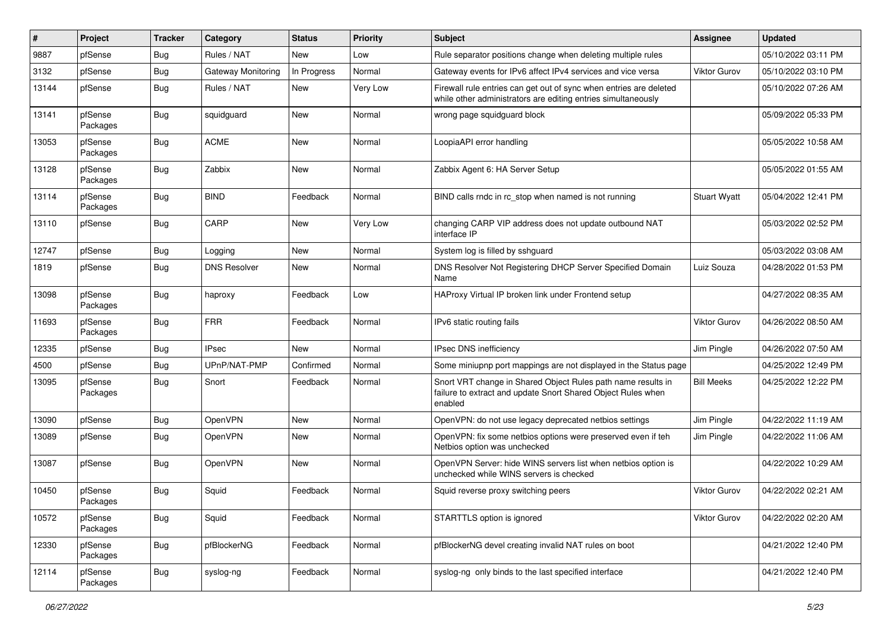| # | Project | Tracker | Category | Status | Priority | Subject | Assignee | Updated |
|---|---|---|---|---|---|---|---|---|
| 9887 | pfSense | Bug | Rules / NAT | New | Low | Rule separator positions change when deleting multiple rules | | 05/10/2022 03:11 PM |
| 3132 | pfSense | Bug | Gateway Monitoring | In Progress | Normal | Gateway events for IPv6 affect IPv4 services and vice versa | Viktor Gurov | 05/10/2022 03:10 PM |
| 13144 | pfSense | Bug | Rules / NAT | New | Very Low | Firewall rule entries can get out of sync when entries are deleted while other administrators are editing entries simultaneously | | 05/10/2022 07:26 AM |
| 13141 | pfSense Packages | Bug | squidguard | New | Normal | wrong page squidguard block | | 05/09/2022 05:33 PM |
| 13053 | pfSense Packages | Bug | ACME | New | Normal | LoopiaAPI error handling | | 05/05/2022 10:58 AM |
| 13128 | pfSense Packages | Bug | Zabbix | New | Normal | Zabbix Agent 6: HA Server Setup | | 05/05/2022 01:55 AM |
| 13114 | pfSense Packages | Bug | BIND | Feedback | Normal | BIND calls rndc in rc_stop when named is not running | Stuart Wyatt | 05/04/2022 12:41 PM |
| 13110 | pfSense | Bug | CARP | New | Very Low | changing CARP VIP address does not update outbound NAT interface IP | | 05/03/2022 02:52 PM |
| 12747 | pfSense | Bug | Logging | New | Normal | System log is filled by sshguard | | 05/03/2022 03:08 AM |
| 1819 | pfSense | Bug | DNS Resolver | New | Normal | DNS Resolver Not Registering DHCP Server Specified Domain Name | Luiz Souza | 04/28/2022 01:53 PM |
| 13098 | pfSense Packages | Bug | haproxy | Feedback | Low | HAProxy Virtual IP broken link under Frontend setup | | 04/27/2022 08:35 AM |
| 11693 | pfSense Packages | Bug | FRR | Feedback | Normal | IPv6 static routing fails | Viktor Gurov | 04/26/2022 08:50 AM |
| 12335 | pfSense | Bug | IPsec | New | Normal | IPsec DNS inefficiency | Jim Pingle | 04/26/2022 07:50 AM |
| 4500 | pfSense | Bug | UPnP/NAT-PMP | Confirmed | Normal | Some miniupnp port mappings are not displayed in the Status page | | 04/25/2022 12:49 PM |
| 13095 | pfSense Packages | Bug | Snort | Feedback | Normal | Snort VRT change in Shared Object Rules path name results in failure to extract and update Snort Shared Object Rules when enabled | Bill Meeks | 04/25/2022 12:22 PM |
| 13090 | pfSense | Bug | OpenVPN | New | Normal | OpenVPN: do not use legacy deprecated netbios settings | Jim Pingle | 04/22/2022 11:19 AM |
| 13089 | pfSense | Bug | OpenVPN | New | Normal | OpenVPN: fix some netbios options were preserved even if teh Netbios option was unchecked | Jim Pingle | 04/22/2022 11:06 AM |
| 13087 | pfSense | Bug | OpenVPN | New | Normal | OpenVPN Server: hide WINS servers list when netbios option is unchecked while WINS servers is checked | | 04/22/2022 10:29 AM |
| 10450 | pfSense Packages | Bug | Squid | Feedback | Normal | Squid reverse proxy switching peers | Viktor Gurov | 04/22/2022 02:21 AM |
| 10572 | pfSense Packages | Bug | Squid | Feedback | Normal | STARTTLS option is ignored | Viktor Gurov | 04/22/2022 02:20 AM |
| 12330 | pfSense Packages | Bug | pfBlockerNG | Feedback | Normal | pfBlockerNG devel creating invalid NAT rules on boot | | 04/21/2022 12:40 PM |
| 12114 | pfSense Packages | Bug | syslog-ng | Feedback | Normal | syslog-ng only binds to the last specified interface | | 04/21/2022 12:40 PM |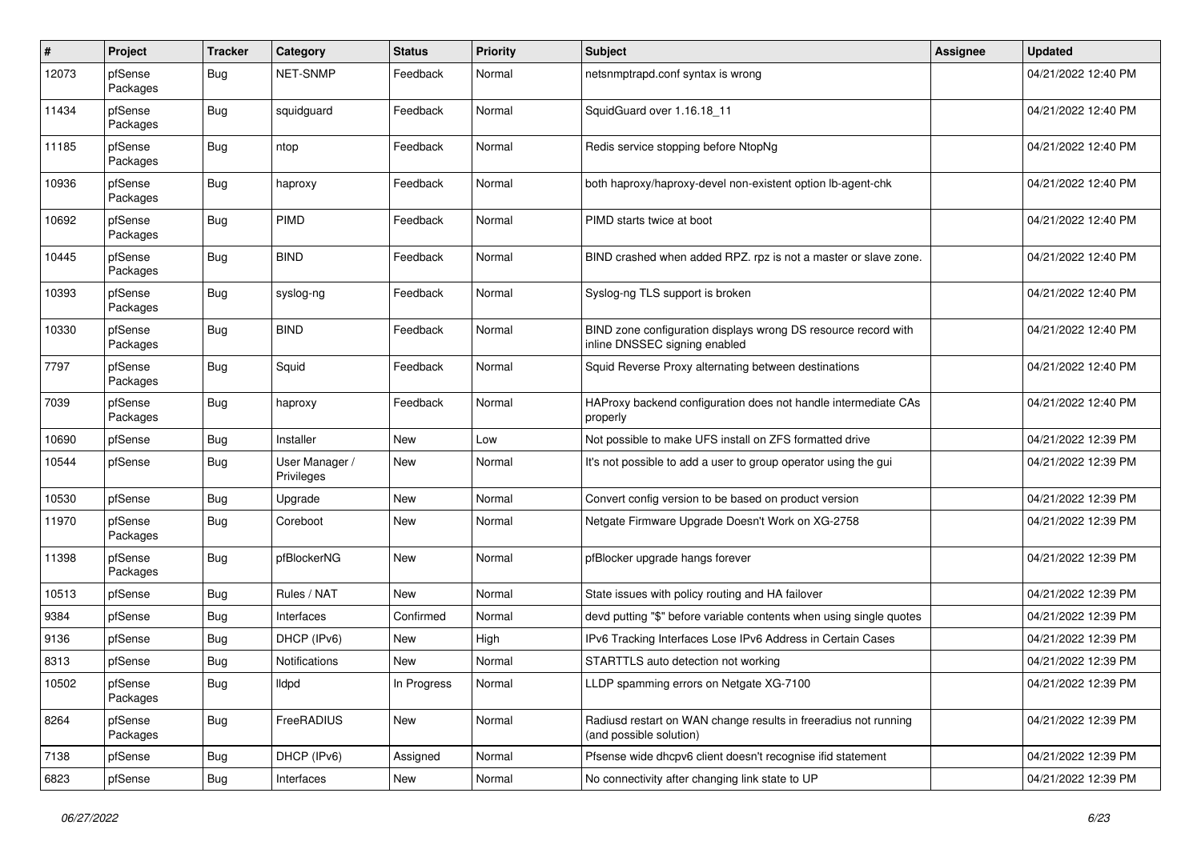| # | Project | Tracker | Category | Status | Priority | Subject | Assignee | Updated |
|---|---|---|---|---|---|---|---|---|
| 12073 | pfSense Packages | Bug | NET-SNMP | Feedback | Normal | netsnmptrapd.conf syntax is wrong | | 04/21/2022 12:40 PM |
| 11434 | pfSense Packages | Bug | squidguard | Feedback | Normal | SquidGuard over 1.16.18_11 | | 04/21/2022 12:40 PM |
| 11185 | pfSense Packages | Bug | ntop | Feedback | Normal | Redis service stopping before NtopNg | | 04/21/2022 12:40 PM |
| 10936 | pfSense Packages | Bug | haproxy | Feedback | Normal | both haproxy/haproxy-devel non-existent option lb-agent-chk | | 04/21/2022 12:40 PM |
| 10692 | pfSense Packages | Bug | PIMD | Feedback | Normal | PIMD starts twice at boot | | 04/21/2022 12:40 PM |
| 10445 | pfSense Packages | Bug | BIND | Feedback | Normal | BIND crashed when added RPZ. rpz is not a master or slave zone. | | 04/21/2022 12:40 PM |
| 10393 | pfSense Packages | Bug | syslog-ng | Feedback | Normal | Syslog-ng TLS support is broken | | 04/21/2022 12:40 PM |
| 10330 | pfSense Packages | Bug | BIND | Feedback | Normal | BIND zone configuration displays wrong DS resource record with inline DNSSEC signing enabled | | 04/21/2022 12:40 PM |
| 7797 | pfSense Packages | Bug | Squid | Feedback | Normal | Squid Reverse Proxy alternating between destinations | | 04/21/2022 12:40 PM |
| 7039 | pfSense Packages | Bug | haproxy | Feedback | Normal | HAProxy backend configuration does not handle intermediate CAs properly | | 04/21/2022 12:40 PM |
| 10690 | pfSense | Bug | Installer | New | Low | Not possible to make UFS install on ZFS formatted drive | | 04/21/2022 12:39 PM |
| 10544 | pfSense | Bug | User Manager / Privileges | New | Normal | It's not possible to add a user to group operator using the gui | | 04/21/2022 12:39 PM |
| 10530 | pfSense | Bug | Upgrade | New | Normal | Convert config version to be based on product version | | 04/21/2022 12:39 PM |
| 11970 | pfSense Packages | Bug | Coreboot | New | Normal | Netgate Firmware Upgrade Doesn't Work on XG-2758 | | 04/21/2022 12:39 PM |
| 11398 | pfSense Packages | Bug | pfBlockerNG | New | Normal | pfBlocker upgrade hangs forever | | 04/21/2022 12:39 PM |
| 10513 | pfSense | Bug | Rules / NAT | New | Normal | State issues with policy routing and HA failover | | 04/21/2022 12:39 PM |
| 9384 | pfSense | Bug | Interfaces | Confirmed | Normal | devd putting "$" before variable contents when using single quotes | | 04/21/2022 12:39 PM |
| 9136 | pfSense | Bug | DHCP (IPv6) | New | High | IPv6 Tracking Interfaces Lose IPv6 Address in Certain Cases | | 04/21/2022 12:39 PM |
| 8313 | pfSense | Bug | Notifications | New | Normal | STARTTLS auto detection not working | | 04/21/2022 12:39 PM |
| 10502 | pfSense Packages | Bug | lldpd | In Progress | Normal | LLDP spamming errors on Netgate XG-7100 | | 04/21/2022 12:39 PM |
| 8264 | pfSense Packages | Bug | FreeRADIUS | New | Normal | Radiusd restart on WAN change results in freeradius not running (and possible solution) | | 04/21/2022 12:39 PM |
| 7138 | pfSense | Bug | DHCP (IPv6) | Assigned | Normal | Pfsense wide dhcpv6 client doesn't recognise ifid statement | | 04/21/2022 12:39 PM |
| 6823 | pfSense | Bug | Interfaces | New | Normal | No connectivity after changing link state to UP | | 04/21/2022 12:39 PM |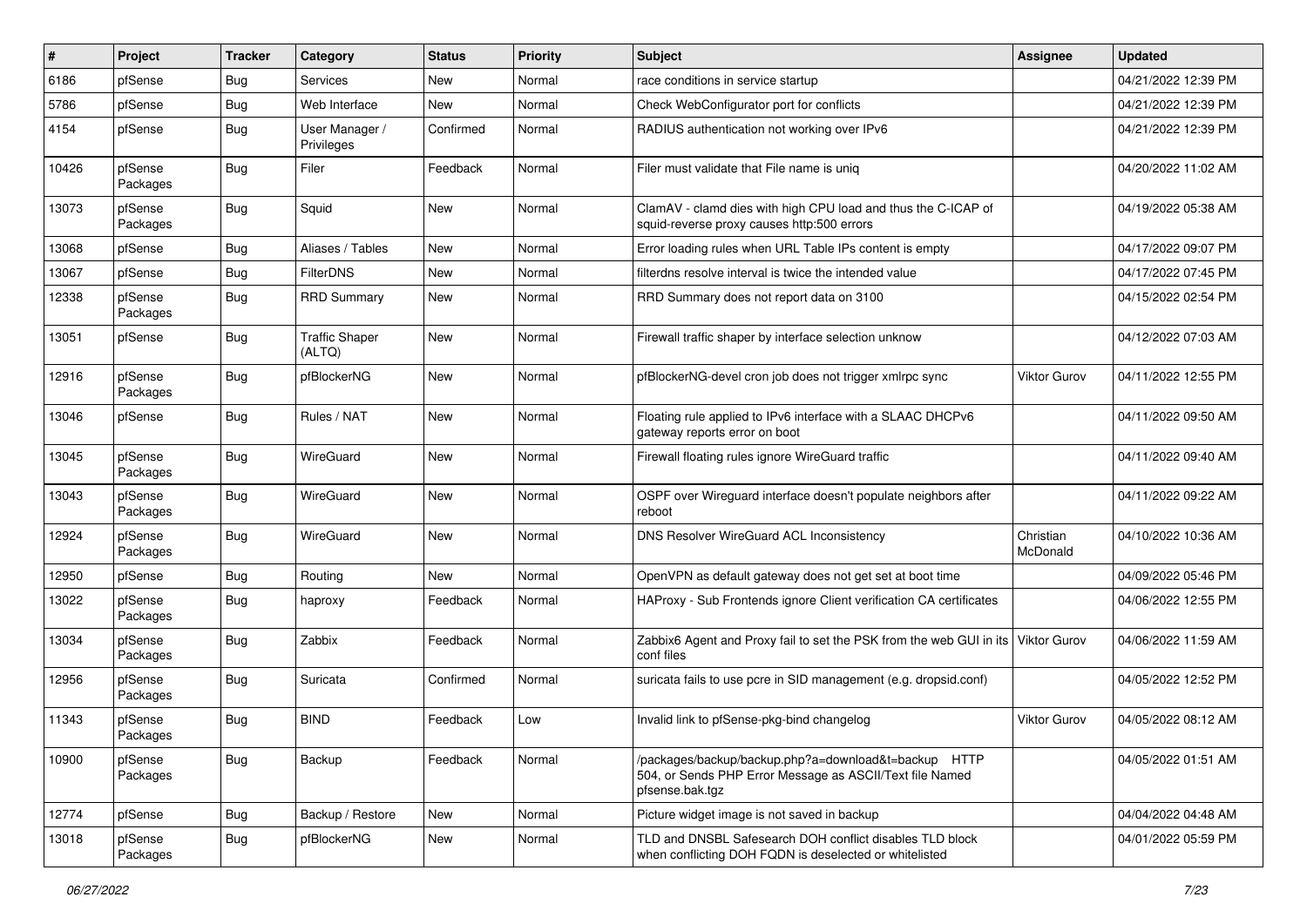| # | Project | Tracker | Category | Status | Priority | Subject | Assignee | Updated |
|---|---|---|---|---|---|---|---|---|
| 6186 | pfSense | Bug | Services | New | Normal | race conditions in service startup | | 04/21/2022 12:39 PM |
| 5786 | pfSense | Bug | Web Interface | New | Normal | Check WebConfigurator port for conflicts | | 04/21/2022 12:39 PM |
| 4154 | pfSense | Bug | User Manager / Privileges | Confirmed | Normal | RADIUS authentication not working over IPv6 | | 04/21/2022 12:39 PM |
| 10426 | pfSense Packages | Bug | Filer | Feedback | Normal | Filer must validate that File name is uniq | | 04/20/2022 11:02 AM |
| 13073 | pfSense Packages | Bug | Squid | New | Normal | ClamAV - clamd dies with high CPU load and thus the C-ICAP of squid-reverse proxy causes http:500 errors | | 04/19/2022 05:38 AM |
| 13068 | pfSense | Bug | Aliases / Tables | New | Normal | Error loading rules when URL Table IPs content is empty | | 04/17/2022 09:07 PM |
| 13067 | pfSense | Bug | FilterDNS | New | Normal | filterdns resolve interval is twice the intended value | | 04/17/2022 07:45 PM |
| 12338 | pfSense Packages | Bug | RRD Summary | New | Normal | RRD Summary does not report data on 3100 | | 04/15/2022 02:54 PM |
| 13051 | pfSense | Bug | Traffic Shaper (ALTQ) | New | Normal | Firewall traffic shaper by interface selection unknow | | 04/12/2022 07:03 AM |
| 12916 | pfSense Packages | Bug | pfBlockerNG | New | Normal | pfBlockerNG-devel cron job does not trigger xmlrpc sync | Viktor Gurov | 04/11/2022 12:55 PM |
| 13046 | pfSense | Bug | Rules / NAT | New | Normal | Floating rule applied to IPv6 interface with a SLAAC DHCPv6 gateway reports error on boot | | 04/11/2022 09:50 AM |
| 13045 | pfSense Packages | Bug | WireGuard | New | Normal | Firewall floating rules ignore WireGuard traffic | | 04/11/2022 09:40 AM |
| 13043 | pfSense Packages | Bug | WireGuard | New | Normal | OSPF over Wireguard interface doesn't populate neighbors after reboot | | 04/11/2022 09:22 AM |
| 12924 | pfSense Packages | Bug | WireGuard | New | Normal | DNS Resolver WireGuard ACL Inconsistency | Christian McDonald | 04/10/2022 10:36 AM |
| 12950 | pfSense | Bug | Routing | New | Normal | OpenVPN as default gateway does not get set at boot time | | 04/09/2022 05:46 PM |
| 13022 | pfSense Packages | Bug | haproxy | Feedback | Normal | HAProxy - Sub Frontends ignore Client verification CA certificates | | 04/06/2022 12:55 PM |
| 13034 | pfSense Packages | Bug | Zabbix | Feedback | Normal | Zabbix6 Agent and Proxy fail to set the PSK from the web GUI in its conf files | Viktor Gurov | 04/06/2022 11:59 AM |
| 12956 | pfSense Packages | Bug | Suricata | Confirmed | Normal | suricata fails to use pcre in SID management (e.g. dropsid.conf) | | 04/05/2022 12:52 PM |
| 11343 | pfSense Packages | Bug | BIND | Feedback | Low | Invalid link to pfSense-pkg-bind changelog | Viktor Gurov | 04/05/2022 08:12 AM |
| 10900 | pfSense Packages | Bug | Backup | Feedback | Normal | /packages/backup/backup.php?a=download&t=backup HTTP 504, or Sends PHP Error Message as ASCII/Text file Named pfsense.bak.tgz | | 04/05/2022 01:51 AM |
| 12774 | pfSense | Bug | Backup / Restore | New | Normal | Picture widget image is not saved in backup | | 04/04/2022 04:48 AM |
| 13018 | pfSense Packages | Bug | pfBlockerNG | New | Normal | TLD and DNSBL Safesearch DOH conflict disables TLD block when conflicting DOH FQDN is deselected or whitelisted | | 04/01/2022 05:59 PM |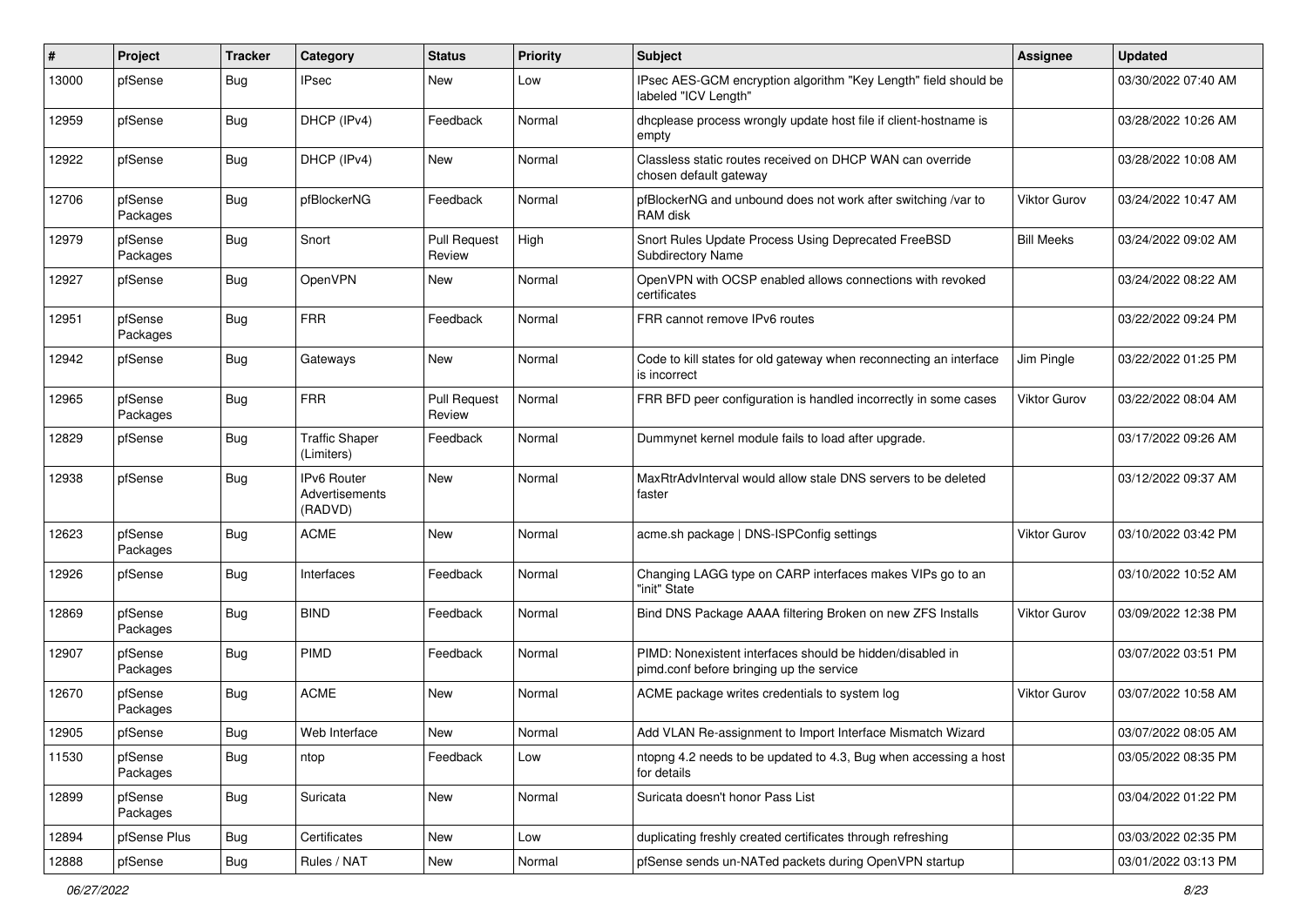| # | Project | Tracker | Category | Status | Priority | Subject | Assignee | Updated |
|---|---|---|---|---|---|---|---|---|
| 13000 | pfSense | Bug | IPsec | New | Low | IPsec AES-GCM encryption algorithm "Key Length" field should be labeled "ICV Length" | | 03/30/2022 07:40 AM |
| 12959 | pfSense | Bug | DHCP (IPv4) | Feedback | Normal | dhcplease process wrongly update host file if client-hostname is empty | | 03/28/2022 10:26 AM |
| 12922 | pfSense | Bug | DHCP (IPv4) | New | Normal | Classless static routes received on DHCP WAN can override chosen default gateway | | 03/28/2022 10:08 AM |
| 12706 | pfSense Packages | Bug | pfBlockerNG | Feedback | Normal | pfBlockerNG and unbound does not work after switching /var to RAM disk | Viktor Gurov | 03/24/2022 10:47 AM |
| 12979 | pfSense Packages | Bug | Snort | Pull Request Review | High | Snort Rules Update Process Using Deprecated FreeBSD Subdirectory Name | Bill Meeks | 03/24/2022 09:02 AM |
| 12927 | pfSense | Bug | OpenVPN | New | Normal | OpenVPN with OCSP enabled allows connections with revoked certificates | | 03/24/2022 08:22 AM |
| 12951 | pfSense Packages | Bug | FRR | Feedback | Normal | FRR cannot remove IPv6 routes | | 03/22/2022 09:24 PM |
| 12942 | pfSense | Bug | Gateways | New | Normal | Code to kill states for old gateway when reconnecting an interface is incorrect | Jim Pingle | 03/22/2022 01:25 PM |
| 12965 | pfSense Packages | Bug | FRR | Pull Request Review | Normal | FRR BFD peer configuration is handled incorrectly in some cases | Viktor Gurov | 03/22/2022 08:04 AM |
| 12829 | pfSense | Bug | Traffic Shaper (Limiters) | Feedback | Normal | Dummynet kernel module fails to load after upgrade. | | 03/17/2022 09:26 AM |
| 12938 | pfSense | Bug | IPv6 Router Advertisements (RADVD) | New | Normal | MaxRtrAdvInterval would allow stale DNS servers to be deleted faster | | 03/12/2022 09:37 AM |
| 12623 | pfSense Packages | Bug | ACME | New | Normal | acme.sh package \| DNS-ISPConfig settings | Viktor Gurov | 03/10/2022 03:42 PM |
| 12926 | pfSense | Bug | Interfaces | Feedback | Normal | Changing LAGG type on CARP interfaces makes VIPs go to an "init" State | | 03/10/2022 10:52 AM |
| 12869 | pfSense Packages | Bug | BIND | Feedback | Normal | Bind DNS Package AAAA filtering Broken on new ZFS Installs | Viktor Gurov | 03/09/2022 12:38 PM |
| 12907 | pfSense Packages | Bug | PIMD | Feedback | Normal | PIMD: Nonexistent interfaces should be hidden/disabled in pimd.conf before bringing up the service | | 03/07/2022 03:51 PM |
| 12670 | pfSense Packages | Bug | ACME | New | Normal | ACME package writes credentials to system log | Viktor Gurov | 03/07/2022 10:58 AM |
| 12905 | pfSense | Bug | Web Interface | New | Normal | Add VLAN Re-assignment to Import Interface Mismatch Wizard | | 03/07/2022 08:05 AM |
| 11530 | pfSense Packages | Bug | ntop | Feedback | Low | ntopng 4.2 needs to be updated to 4.3, Bug when accessing a host for details | | 03/05/2022 08:35 PM |
| 12899 | pfSense Packages | Bug | Suricata | New | Normal | Suricata doesn't honor Pass List | | 03/04/2022 01:22 PM |
| 12894 | pfSense Plus | Bug | Certificates | New | Low | duplicating freshly created certificates through refreshing | | 03/03/2022 02:35 PM |
| 12888 | pfSense | Bug | Rules / NAT | New | Normal | pfSense sends un-NATed packets during OpenVPN startup | | 03/01/2022 03:13 PM |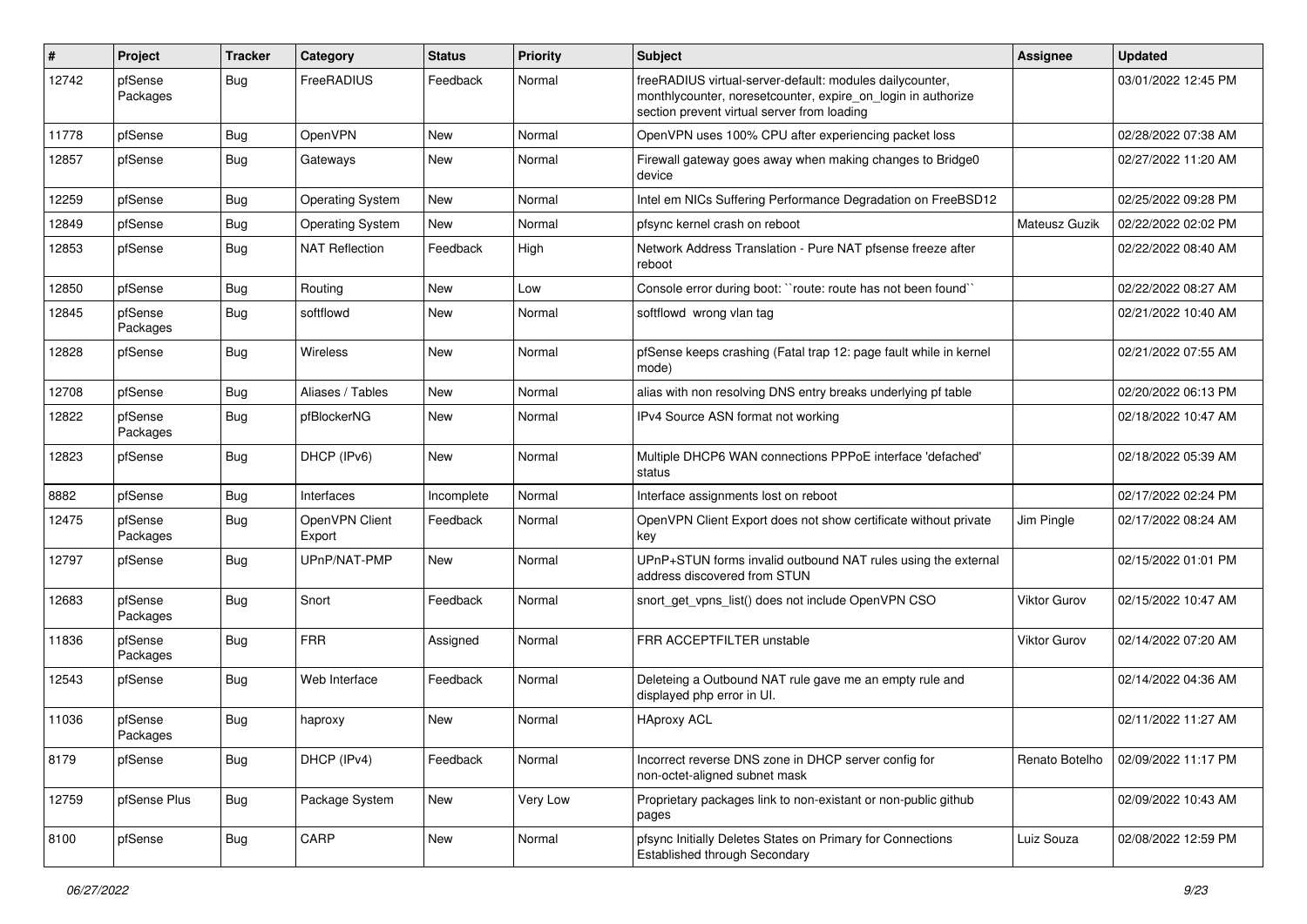| # | Project | Tracker | Category | Status | Priority | Subject | Assignee | Updated |
|---|---|---|---|---|---|---|---|---|
| 12742 | pfSense Packages | Bug | FreeRADIUS | Feedback | Normal | freeRADIUS virtual-server-default: modules dailycounter, monthlycounter, noresetcounter, expire_on_login in authorize section prevent virtual server from loading | | 03/01/2022 12:45 PM |
| 11778 | pfSense | Bug | OpenVPN | New | Normal | OpenVPN uses 100% CPU after experiencing packet loss | | 02/28/2022 07:38 AM |
| 12857 | pfSense | Bug | Gateways | New | Normal | Firewall gateway goes away when making changes to Bridge0 device | | 02/27/2022 11:20 AM |
| 12259 | pfSense | Bug | Operating System | New | Normal | Intel em NICs Suffering Performance Degradation on FreeBSD12 | | 02/25/2022 09:28 PM |
| 12849 | pfSense | Bug | Operating System | New | Normal | pfsync kernel crash on reboot | Mateusz Guzik | 02/22/2022 02:02 PM |
| 12853 | pfSense | Bug | NAT Reflection | Feedback | High | Network Address Translation - Pure NAT pfsense freeze after reboot | | 02/22/2022 08:40 AM |
| 12850 | pfSense | Bug | Routing | New | Low | Console error during boot: ``route: route has not been found`` | | 02/22/2022 08:27 AM |
| 12845 | pfSense Packages | Bug | softflowd | New | Normal | softflowd wrong vlan tag | | 02/21/2022 10:40 AM |
| 12828 | pfSense | Bug | Wireless | New | Normal | pfSense keeps crashing (Fatal trap 12: page fault while in kernel mode) | | 02/21/2022 07:55 AM |
| 12708 | pfSense | Bug | Aliases / Tables | New | Normal | alias with non resolving DNS entry breaks underlying pf table | | 02/20/2022 06:13 PM |
| 12822 | pfSense Packages | Bug | pfBlockerNG | New | Normal | IPv4 Source ASN format not working | | 02/18/2022 10:47 AM |
| 12823 | pfSense | Bug | DHCP (IPv6) | New | Normal | Multiple DHCP6 WAN connections PPPoE interface 'defached' status | | 02/18/2022 05:39 AM |
| 8882 | pfSense | Bug | Interfaces | Incomplete | Normal | Interface assignments lost on reboot | | 02/17/2022 02:24 PM |
| 12475 | pfSense Packages | Bug | OpenVPN Client Export | Feedback | Normal | OpenVPN Client Export does not show certificate without private key | Jim Pingle | 02/17/2022 08:24 AM |
| 12797 | pfSense | Bug | UPnP/NAT-PMP | New | Normal | UPnP+STUN forms invalid outbound NAT rules using the external address discovered from STUN | | 02/15/2022 01:01 PM |
| 12683 | pfSense Packages | Bug | Snort | Feedback | Normal | snort_get_vpns_list() does not include OpenVPN CSO | Viktor Gurov | 02/15/2022 10:47 AM |
| 11836 | pfSense Packages | Bug | FRR | Assigned | Normal | FRR ACCEPTFILTER unstable | Viktor Gurov | 02/14/2022 07:20 AM |
| 12543 | pfSense | Bug | Web Interface | Feedback | Normal | Deleteing a Outbound NAT rule gave me an empty rule and displayed php error in UI. | | 02/14/2022 04:36 AM |
| 11036 | pfSense Packages | Bug | haproxy | New | Normal | HAproxy ACL | | 02/11/2022 11:27 AM |
| 8179 | pfSense | Bug | DHCP (IPv4) | Feedback | Normal | Incorrect reverse DNS zone in DHCP server config for non-octet-aligned subnet mask | Renato Botelho | 02/09/2022 11:17 PM |
| 12759 | pfSense Plus | Bug | Package System | New | Very Low | Proprietary packages link to non-existant or non-public github pages | | 02/09/2022 10:43 AM |
| 8100 | pfSense | Bug | CARP | New | Normal | pfsync Initially Deletes States on Primary for Connections Established through Secondary | Luiz Souza | 02/08/2022 12:59 PM |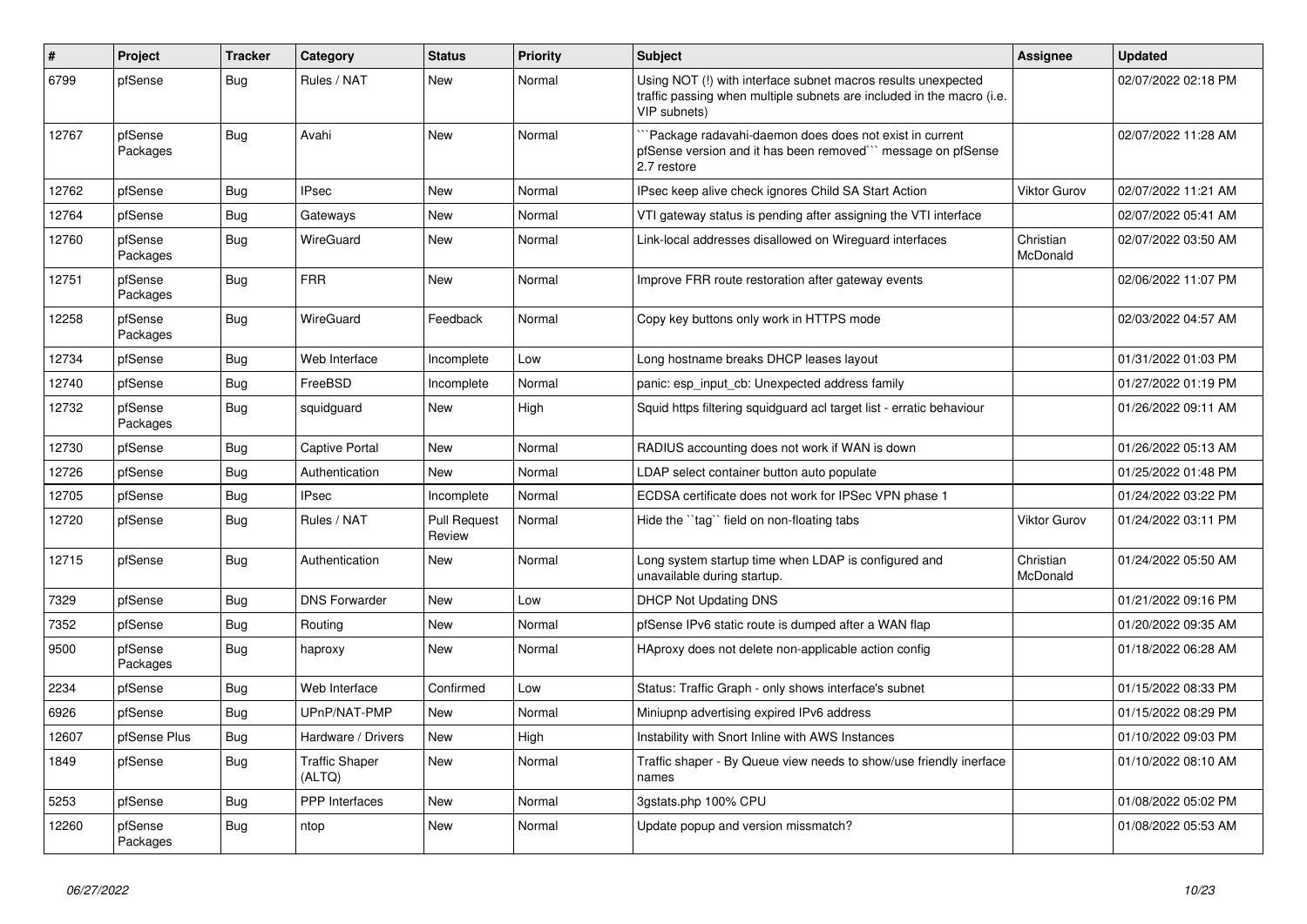| # | Project | Tracker | Category | Status | Priority | Subject | Assignee | Updated |
|---|---|---|---|---|---|---|---|---|
| 6799 | pfSense | Bug | Rules / NAT | New | Normal | Using NOT (!) with interface subnet macros results unexpected traffic passing when multiple subnets are included in the macro (i.e. VIP subnets) | | 02/07/2022 02:18 PM |
| 12767 | pfSense Packages | Bug | Avahi | New | Normal | ```Package radavahi-daemon does does not exist in current pfSense version and it has been removed``` message on pfSense 2.7 restore | | 02/07/2022 11:28 AM |
| 12762 | pfSense | Bug | IPsec | New | Normal | IPsec keep alive check ignores Child SA Start Action | Viktor Gurov | 02/07/2022 11:21 AM |
| 12764 | pfSense | Bug | Gateways | New | Normal | VTI gateway status is pending after assigning the VTI interface | | 02/07/2022 05:41 AM |
| 12760 | pfSense Packages | Bug | WireGuard | New | Normal | Link-local addresses disallowed on Wireguard interfaces | Christian McDonald | 02/07/2022 03:50 AM |
| 12751 | pfSense Packages | Bug | FRR | New | Normal | Improve FRR route restoration after gateway events | | 02/06/2022 11:07 PM |
| 12258 | pfSense Packages | Bug | WireGuard | Feedback | Normal | Copy key buttons only work in HTTPS mode | | 02/03/2022 04:57 AM |
| 12734 | pfSense | Bug | Web Interface | Incomplete | Low | Long hostname breaks DHCP leases layout | | 01/31/2022 01:03 PM |
| 12740 | pfSense | Bug | FreeBSD | Incomplete | Normal | panic: esp_input_cb: Unexpected address family | | 01/27/2022 01:19 PM |
| 12732 | pfSense Packages | Bug | squidguard | New | High | Squid https filtering squidguard acl target list - erratic behaviour | | 01/26/2022 09:11 AM |
| 12730 | pfSense | Bug | Captive Portal | New | Normal | RADIUS accounting does not work if WAN is down | | 01/26/2022 05:13 AM |
| 12726 | pfSense | Bug | Authentication | New | Normal | LDAP select container button auto populate | | 01/25/2022 01:48 PM |
| 12705 | pfSense | Bug | IPsec | Incomplete | Normal | ECDSA certificate does not work for IPSec VPN phase 1 | | 01/24/2022 03:22 PM |
| 12720 | pfSense | Bug | Rules / NAT | Pull Request Review | Normal | Hide the ``tag`` field on non-floating tabs | Viktor Gurov | 01/24/2022 03:11 PM |
| 12715 | pfSense | Bug | Authentication | New | Normal | Long system startup time when LDAP is configured and unavailable during startup. | Christian McDonald | 01/24/2022 05:50 AM |
| 7329 | pfSense | Bug | DNS Forwarder | New | Low | DHCP Not Updating DNS | | 01/21/2022 09:16 PM |
| 7352 | pfSense | Bug | Routing | New | Normal | pfSense IPv6 static route is dumped after a WAN flap | | 01/20/2022 09:35 AM |
| 9500 | pfSense Packages | Bug | haproxy | New | Normal | HAproxy does not delete non-applicable action config | | 01/18/2022 06:28 AM |
| 2234 | pfSense | Bug | Web Interface | Confirmed | Low | Status: Traffic Graph - only shows interface's subnet | | 01/15/2022 08:33 PM |
| 6926 | pfSense | Bug | UPnP/NAT-PMP | New | Normal | Miniupnp advertising expired IPv6 address | | 01/15/2022 08:29 PM |
| 12607 | pfSense Plus | Bug | Hardware / Drivers | New | High | Instability with Snort Inline with AWS Instances | | 01/10/2022 09:03 PM |
| 1849 | pfSense | Bug | Traffic Shaper (ALTQ) | New | Normal | Traffic shaper - By Queue view needs to show/use friendly inerface names | | 01/10/2022 08:10 AM |
| 5253 | pfSense | Bug | PPP Interfaces | New | Normal | 3gstats.php 100% CPU | | 01/08/2022 05:02 PM |
| 12260 | pfSense Packages | Bug | ntop | New | Normal | Update popup and version missmatch? | | 01/08/2022 05:53 AM |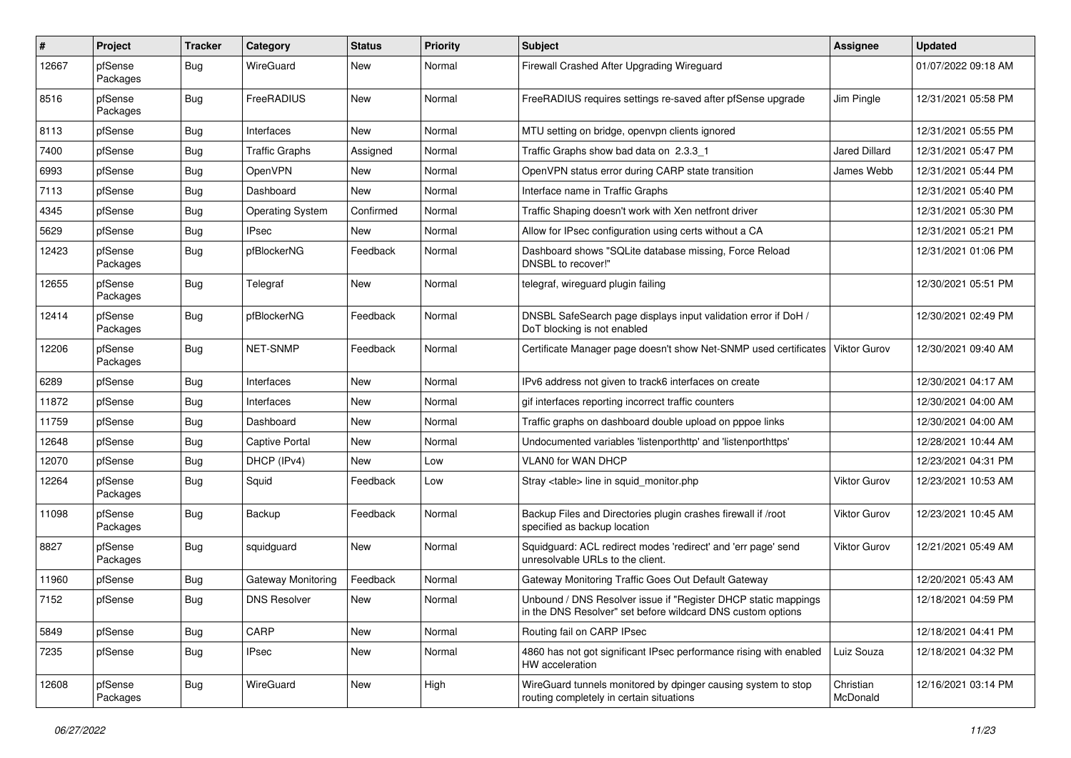| # | Project | Tracker | Category | Status | Priority | Subject | Assignee | Updated |
|---|---|---|---|---|---|---|---|---|
| 12667 | pfSense Packages | Bug | WireGuard | New | Normal | Firewall Crashed After Upgrading Wireguard | | 01/07/2022 09:18 AM |
| 8516 | pfSense Packages | Bug | FreeRADIUS | New | Normal | FreeRADIUS requires settings re-saved after pfSense upgrade | Jim Pingle | 12/31/2021 05:58 PM |
| 8113 | pfSense | Bug | Interfaces | New | Normal | MTU setting on bridge, openvpn clients ignored | | 12/31/2021 05:55 PM |
| 7400 | pfSense | Bug | Traffic Graphs | Assigned | Normal | Traffic Graphs show bad data on 2.3.3_1 | Jared Dillard | 12/31/2021 05:47 PM |
| 6993 | pfSense | Bug | OpenVPN | New | Normal | OpenVPN status error during CARP state transition | James Webb | 12/31/2021 05:44 PM |
| 7113 | pfSense | Bug | Dashboard | New | Normal | Interface name in Traffic Graphs | | 12/31/2021 05:40 PM |
| 4345 | pfSense | Bug | Operating System | Confirmed | Normal | Traffic Shaping doesn't work with Xen netfront driver | | 12/31/2021 05:30 PM |
| 5629 | pfSense | Bug | IPsec | New | Normal | Allow for IPsec configuration using certs without a CA | | 12/31/2021 05:21 PM |
| 12423 | pfSense Packages | Bug | pfBlockerNG | Feedback | Normal | Dashboard shows "SQLite database missing, Force Reload DNSBL to recover!" | | 12/31/2021 01:06 PM |
| 12655 | pfSense Packages | Bug | Telegraf | New | Normal | telegraf, wireguard plugin failing | | 12/30/2021 05:51 PM |
| 12414 | pfSense Packages | Bug | pfBlockerNG | Feedback | Normal | DNSBL SafeSearch page displays input validation error if DoH / DoT blocking is not enabled | | 12/30/2021 02:49 PM |
| 12206 | pfSense Packages | Bug | NET-SNMP | Feedback | Normal | Certificate Manager page doesn't show Net-SNMP used certificates | Viktor Gurov | 12/30/2021 09:40 AM |
| 6289 | pfSense | Bug | Interfaces | New | Normal | IPv6 address not given to track6 interfaces on create | | 12/30/2021 04:17 AM |
| 11872 | pfSense | Bug | Interfaces | New | Normal | gif interfaces reporting incorrect traffic counters | | 12/30/2021 04:00 AM |
| 11759 | pfSense | Bug | Dashboard | New | Normal | Traffic graphs on dashboard double upload on pppoe links | | 12/30/2021 04:00 AM |
| 12648 | pfSense | Bug | Captive Portal | New | Normal | Undocumented variables 'listenporthttp' and 'listenporthttps' | | 12/28/2021 10:44 AM |
| 12070 | pfSense | Bug | DHCP (IPv4) | New | Low | VLAN0 for WAN DHCP | | 12/23/2021 04:31 PM |
| 12264 | pfSense Packages | Bug | Squid | Feedback | Low | Stray <table> line in squid_monitor.php | Viktor Gurov | 12/23/2021 10:53 AM |
| 11098 | pfSense Packages | Bug | Backup | Feedback | Normal | Backup Files and Directories plugin crashes firewall if /root specified as backup location | Viktor Gurov | 12/23/2021 10:45 AM |
| 8827 | pfSense Packages | Bug | squidguard | New | Normal | Squidguard: ACL redirect modes 'redirect' and 'err page' send unresolvable URLs to the client. | Viktor Gurov | 12/21/2021 05:49 AM |
| 11960 | pfSense | Bug | Gateway Monitoring | Feedback | Normal | Gateway Monitoring Traffic Goes Out Default Gateway | | 12/20/2021 05:43 AM |
| 7152 | pfSense | Bug | DNS Resolver | New | Normal | Unbound / DNS Resolver issue if "Register DHCP static mappings in the DNS Resolver" set before wildcard DNS custom options | | 12/18/2021 04:59 PM |
| 5849 | pfSense | Bug | CARP | New | Normal | Routing fail on CARP IPsec | | 12/18/2021 04:41 PM |
| 7235 | pfSense | Bug | IPsec | New | Normal | 4860 has not got significant IPsec performance rising with enabled HW acceleration | Luiz Souza | 12/18/2021 04:32 PM |
| 12608 | pfSense Packages | Bug | WireGuard | New | High | WireGuard tunnels monitored by dpinger causing system to stop routing completely in certain situations | Christian McDonald | 12/16/2021 03:14 PM |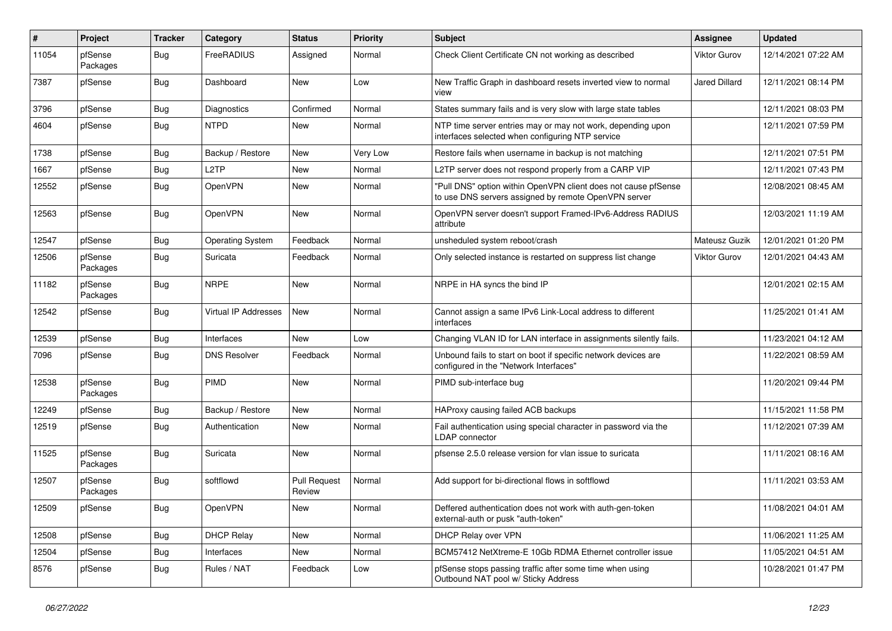| # | Project | Tracker | Category | Status | Priority | Subject | Assignee | Updated |
|---|---|---|---|---|---|---|---|---|
| 11054 | pfSense Packages | Bug | FreeRADIUS | Assigned | Normal | Check Client Certificate CN not working as described | Viktor Gurov | 12/14/2021 07:22 AM |
| 7387 | pfSense | Bug | Dashboard | New | Low | New Traffic Graph in dashboard resets inverted view to normal view | Jared Dillard | 12/11/2021 08:14 PM |
| 3796 | pfSense | Bug | Diagnostics | Confirmed | Normal | States summary fails and is very slow with large state tables | | 12/11/2021 08:03 PM |
| 4604 | pfSense | Bug | NTPD | New | Normal | NTP time server entries may or may not work, depending upon interfaces selected when configuring NTP service | | 12/11/2021 07:59 PM |
| 1738 | pfSense | Bug | Backup / Restore | New | Very Low | Restore fails when username in backup is not matching | | 12/11/2021 07:51 PM |
| 1667 | pfSense | Bug | L2TP | New | Normal | L2TP server does not respond properly from a CARP VIP | | 12/11/2021 07:43 PM |
| 12552 | pfSense | Bug | OpenVPN | New | Normal | "Pull DNS" option within OpenVPN client does not cause pfSense to use DNS servers assigned by remote OpenVPN server | | 12/08/2021 08:45 AM |
| 12563 | pfSense | Bug | OpenVPN | New | Normal | OpenVPN server doesn't support Framed-IPv6-Address RADIUS attribute | | 12/03/2021 11:19 AM |
| 12547 | pfSense | Bug | Operating System | Feedback | Normal | unsheduled system reboot/crash | Mateusz Guzik | 12/01/2021 01:20 PM |
| 12506 | pfSense Packages | Bug | Suricata | Feedback | Normal | Only selected instance is restarted on suppress list change | Viktor Gurov | 12/01/2021 04:43 AM |
| 11182 | pfSense Packages | Bug | NRPE | New | Normal | NRPE in HA syncs the bind IP | | 12/01/2021 02:15 AM |
| 12542 | pfSense | Bug | Virtual IP Addresses | New | Normal | Cannot assign a same IPv6 Link-Local address to different interfaces | | 11/25/2021 01:41 AM |
| 12539 | pfSense | Bug | Interfaces | New | Low | Changing VLAN ID for LAN interface in assignments silently fails. | | 11/23/2021 04:12 AM |
| 7096 | pfSense | Bug | DNS Resolver | Feedback | Normal | Unbound fails to start on boot if specific network devices are configured in the "Network Interfaces" | | 11/22/2021 08:59 AM |
| 12538 | pfSense Packages | Bug | PIMD | New | Normal | PIMD sub-interface bug | | 11/20/2021 09:44 PM |
| 12249 | pfSense | Bug | Backup / Restore | New | Normal | HAProxy causing failed ACB backups | | 11/15/2021 11:58 PM |
| 12519 | pfSense | Bug | Authentication | New | Normal | Fail authentication using special character in password via the LDAP connector | | 11/12/2021 07:39 AM |
| 11525 | pfSense Packages | Bug | Suricata | New | Normal | pfsense 2.5.0 release version for vlan issue to suricata | | 11/11/2021 08:16 AM |
| 12507 | pfSense Packages | Bug | softflowd | Pull Request Review | Normal | Add support for bi-directional flows in softflowd | | 11/11/2021 03:53 AM |
| 12509 | pfSense | Bug | OpenVPN | New | Normal | Deffered authentication does not work with auth-gen-token external-auth or pusk "auth-token" | | 11/08/2021 04:01 AM |
| 12508 | pfSense | Bug | DHCP Relay | New | Normal | DHCP Relay over VPN | | 11/06/2021 11:25 AM |
| 12504 | pfSense | Bug | Interfaces | New | Normal | BCM57412 NetXtreme-E 10Gb RDMA Ethernet controller issue | | 11/05/2021 04:51 AM |
| 8576 | pfSense | Bug | Rules / NAT | Feedback | Low | pfSense stops passing traffic after some time when using Outbound NAT pool w/ Sticky Address | | 10/28/2021 01:47 PM |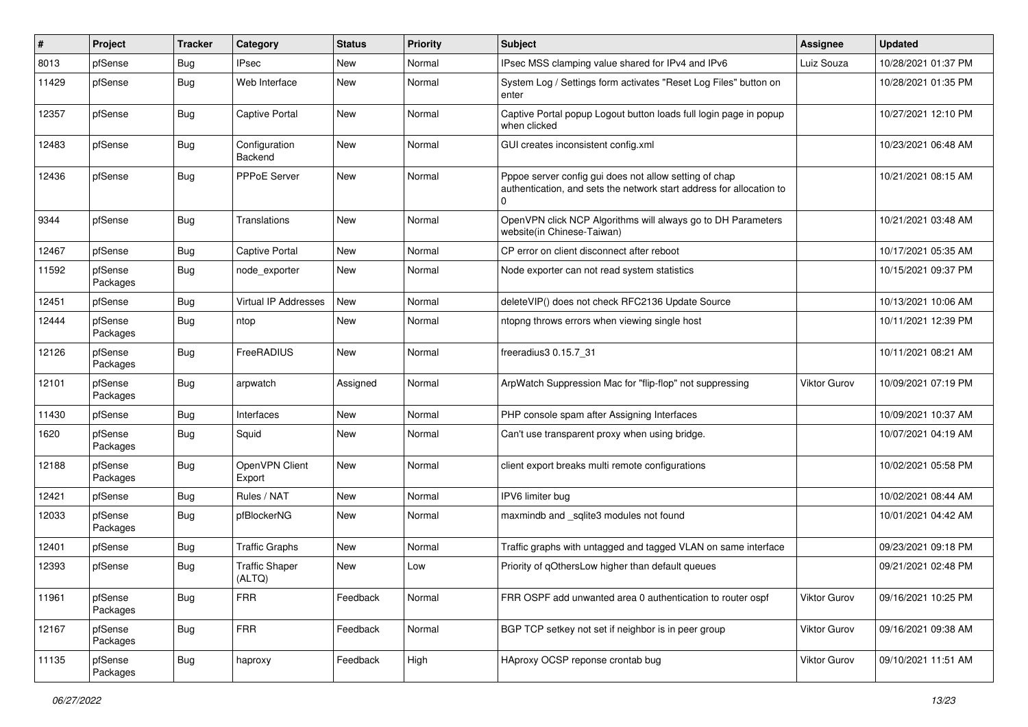| # | Project | Tracker | Category | Status | Priority | Subject | Assignee | Updated |
|---|---|---|---|---|---|---|---|---|
| 8013 | pfSense | Bug | IPsec | New | Normal | IPsec MSS clamping value shared for IPv4 and IPv6 | Luiz Souza | 10/28/2021 01:37 PM |
| 11429 | pfSense | Bug | Web Interface | New | Normal | System Log / Settings form activates "Reset Log Files" button on enter | | 10/28/2021 01:35 PM |
| 12357 | pfSense | Bug | Captive Portal | New | Normal | Captive Portal popup Logout button loads full login page in popup when clicked | | 10/27/2021 12:10 PM |
| 12483 | pfSense | Bug | Configuration Backend | New | Normal | GUI creates inconsistent config.xml | | 10/23/2021 06:48 AM |
| 12436 | pfSense | Bug | PPPoE Server | New | Normal | Pppoe server config gui does not allow setting of chap authentication, and sets the network start address for allocation to 0 | | 10/21/2021 08:15 AM |
| 9344 | pfSense | Bug | Translations | New | Normal | OpenVPN click NCP Algorithms will always go to DH Parameters website(in Chinese-Taiwan) | | 10/21/2021 03:48 AM |
| 12467 | pfSense | Bug | Captive Portal | New | Normal | CP error on client disconnect after reboot | | 10/17/2021 05:35 AM |
| 11592 | pfSense Packages | Bug | node_exporter | New | Normal | Node exporter can not read system statistics | | 10/15/2021 09:37 PM |
| 12451 | pfSense | Bug | Virtual IP Addresses | New | Normal | deleteVIP() does not check RFC2136 Update Source | | 10/13/2021 10:06 AM |
| 12444 | pfSense Packages | Bug | ntop | New | Normal | ntopng throws errors when viewing single host | | 10/11/2021 12:39 PM |
| 12126 | pfSense Packages | Bug | FreeRADIUS | New | Normal | freeradius3 0.15.7_31 | | 10/11/2021 08:21 AM |
| 12101 | pfSense Packages | Bug | arpwatch | Assigned | Normal | ArpWatch Suppression Mac for "flip-flop" not suppressing | Viktor Gurov | 10/09/2021 07:19 PM |
| 11430 | pfSense | Bug | Interfaces | New | Normal | PHP console spam after Assigning Interfaces | | 10/09/2021 10:37 AM |
| 1620 | pfSense Packages | Bug | Squid | New | Normal | Can't use transparent proxy when using bridge. | | 10/07/2021 04:19 AM |
| 12188 | pfSense Packages | Bug | OpenVPN Client Export | New | Normal | client export breaks multi remote configurations | | 10/02/2021 05:58 PM |
| 12421 | pfSense | Bug | Rules / NAT | New | Normal | IPV6 limiter bug | | 10/02/2021 08:44 AM |
| 12033 | pfSense Packages | Bug | pfBlockerNG | New | Normal | maxmindb and _sqlite3 modules not found | | 10/01/2021 04:42 AM |
| 12401 | pfSense | Bug | Traffic Graphs | New | Normal | Traffic graphs with untagged and tagged VLAN on same interface | | 09/23/2021 09:18 PM |
| 12393 | pfSense | Bug | Traffic Shaper (ALTQ) | New | Low | Priority of qOthersLow higher than default queues | | 09/21/2021 02:48 PM |
| 11961 | pfSense Packages | Bug | FRR | Feedback | Normal | FRR OSPF add unwanted area 0 authentication to router ospf | Viktor Gurov | 09/16/2021 10:25 PM |
| 12167 | pfSense Packages | Bug | FRR | Feedback | Normal | BGP TCP setkey not set if neighbor is in peer group | Viktor Gurov | 09/16/2021 09:38 AM |
| 11135 | pfSense Packages | Bug | haproxy | Feedback | High | HAproxy OCSP reponse crontab bug | Viktor Gurov | 09/10/2021 11:51 AM |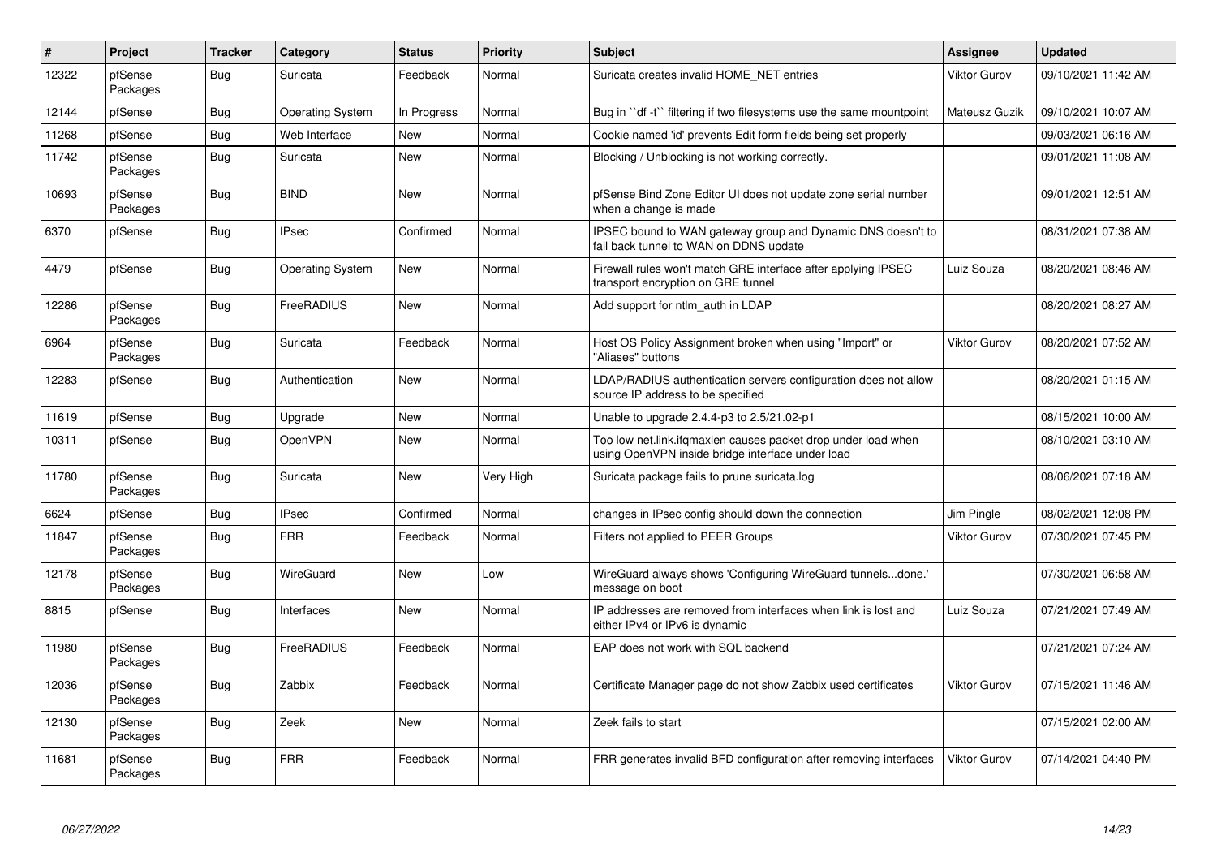| # | Project | Tracker | Category | Status | Priority | Subject | Assignee | Updated |
|---|---|---|---|---|---|---|---|---|
| 12322 | pfSense Packages | Bug | Suricata | Feedback | Normal | Suricata creates invalid HOME_NET entries | Viktor Gurov | 09/10/2021 11:42 AM |
| 12144 | pfSense | Bug | Operating System | In Progress | Normal | Bug in ``df -t`` filtering if two filesystems use the same mountpoint | Mateusz Guzik | 09/10/2021 10:07 AM |
| 11268 | pfSense | Bug | Web Interface | New | Normal | Cookie named 'id' prevents Edit form fields being set properly | | 09/03/2021 06:16 AM |
| 11742 | pfSense Packages | Bug | Suricata | New | Normal | Blocking / Unblocking is not working correctly. | | 09/01/2021 11:08 AM |
| 10693 | pfSense Packages | Bug | BIND | New | Normal | pfSense Bind Zone Editor UI does not update zone serial number when a change is made | | 09/01/2021 12:51 AM |
| 6370 | pfSense | Bug | IPsec | Confirmed | Normal | IPSEC bound to WAN gateway group and Dynamic DNS doesn't to fail back tunnel to WAN on DDNS update | | 08/31/2021 07:38 AM |
| 4479 | pfSense | Bug | Operating System | New | Normal | Firewall rules won't match GRE interface after applying IPSEC transport encryption on GRE tunnel | Luiz Souza | 08/20/2021 08:46 AM |
| 12286 | pfSense Packages | Bug | FreeRADIUS | New | Normal | Add support for ntlm_auth in LDAP | | 08/20/2021 08:27 AM |
| 6964 | pfSense Packages | Bug | Suricata | Feedback | Normal | Host OS Policy Assignment broken when using "Import" or "Aliases" buttons | Viktor Gurov | 08/20/2021 07:52 AM |
| 12283 | pfSense | Bug | Authentication | New | Normal | LDAP/RADIUS authentication servers configuration does not allow source IP address to be specified | | 08/20/2021 01:15 AM |
| 11619 | pfSense | Bug | Upgrade | New | Normal | Unable to upgrade 2.4.4-p3 to 2.5/21.02-p1 | | 08/15/2021 10:00 AM |
| 10311 | pfSense | Bug | OpenVPN | New | Normal | Too low net.link.ifqmaxlen causes packet drop under load when using OpenVPN inside bridge interface under load | | 08/10/2021 03:10 AM |
| 11780 | pfSense Packages | Bug | Suricata | New | Very High | Suricata package fails to prune suricata.log | | 08/06/2021 07:18 AM |
| 6624 | pfSense | Bug | IPsec | Confirmed | Normal | changes in IPsec config should down the connection | Jim Pingle | 08/02/2021 12:08 PM |
| 11847 | pfSense Packages | Bug | FRR | Feedback | Normal | Filters not applied to PEER Groups | Viktor Gurov | 07/30/2021 07:45 PM |
| 12178 | pfSense Packages | Bug | WireGuard | New | Low | WireGuard always shows 'Configuring WireGuard tunnels...done.' message on boot | | 07/30/2021 06:58 AM |
| 8815 | pfSense | Bug | Interfaces | New | Normal | IP addresses are removed from interfaces when link is lost and either IPv4 or IPv6 is dynamic | Luiz Souza | 07/21/2021 07:49 AM |
| 11980 | pfSense Packages | Bug | FreeRADIUS | Feedback | Normal | EAP does not work with SQL backend | | 07/21/2021 07:24 AM |
| 12036 | pfSense Packages | Bug | Zabbix | Feedback | Normal | Certificate Manager page do not show Zabbix used certificates | Viktor Gurov | 07/15/2021 11:46 AM |
| 12130 | pfSense Packages | Bug | Zeek | New | Normal | Zeek fails to start | | 07/15/2021 02:00 AM |
| 11681 | pfSense Packages | Bug | FRR | Feedback | Normal | FRR generates invalid BFD configuration after removing interfaces | Viktor Gurov | 07/14/2021 04:40 PM |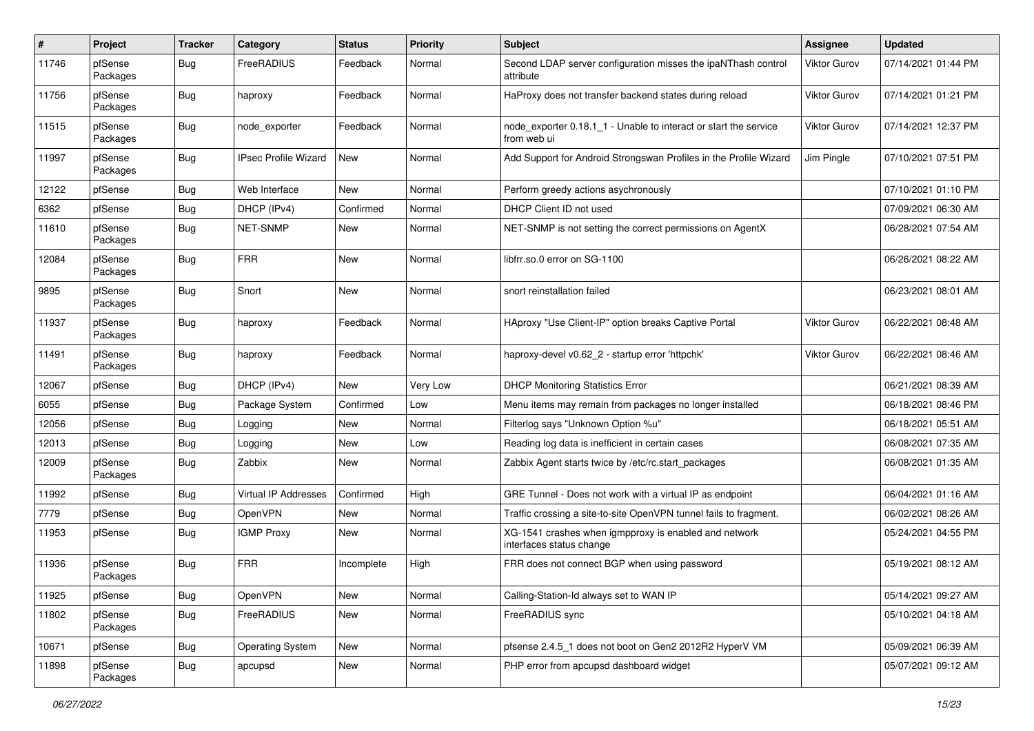| # | Project | Tracker | Category | Status | Priority | Subject | Assignee | Updated |
|---|---|---|---|---|---|---|---|---|
| 11746 | pfSense Packages | Bug | FreeRADIUS | Feedback | Normal | Second LDAP server configuration misses the ipaNThash control attribute | Viktor Gurov | 07/14/2021 01:44 PM |
| 11756 | pfSense Packages | Bug | haproxy | Feedback | Normal | HaProxy does not transfer backend states during reload | Viktor Gurov | 07/14/2021 01:21 PM |
| 11515 | pfSense Packages | Bug | node_exporter | Feedback | Normal | node_exporter 0.18.1_1 - Unable to interact or start the service from web ui | Viktor Gurov | 07/14/2021 12:37 PM |
| 11997 | pfSense Packages | Bug | IPsec Profile Wizard | New | Normal | Add Support for Android Strongswan Profiles in the Profile Wizard | Jim Pingle | 07/10/2021 07:51 PM |
| 12122 | pfSense | Bug | Web Interface | New | Normal | Perform greedy actions asychronously | | 07/10/2021 01:10 PM |
| 6362 | pfSense | Bug | DHCP (IPv4) | Confirmed | Normal | DHCP Client ID not used | | 07/09/2021 06:30 AM |
| 11610 | pfSense Packages | Bug | NET-SNMP | New | Normal | NET-SNMP is not setting the correct permissions on AgentX | | 06/28/2021 07:54 AM |
| 12084 | pfSense Packages | Bug | FRR | New | Normal | libfrr.so.0 error on SG-1100 | | 06/26/2021 08:22 AM |
| 9895 | pfSense Packages | Bug | Snort | New | Normal | snort reinstallation failed | | 06/23/2021 08:01 AM |
| 11937 | pfSense Packages | Bug | haproxy | Feedback | Normal | HAproxy "Use Client-IP" option breaks Captive Portal | Viktor Gurov | 06/22/2021 08:48 AM |
| 11491 | pfSense Packages | Bug | haproxy | Feedback | Normal | haproxy-devel v0.62_2 - startup error 'httpchk' | Viktor Gurov | 06/22/2021 08:46 AM |
| 12067 | pfSense | Bug | DHCP (IPv4) | New | Very Low | DHCP Monitoring Statistics Error | | 06/21/2021 08:39 AM |
| 6055 | pfSense | Bug | Package System | Confirmed | Low | Menu items may remain from packages no longer installed | | 06/18/2021 08:46 PM |
| 12056 | pfSense | Bug | Logging | New | Normal | Filterlog says "Unknown Option %u" | | 06/18/2021 05:51 AM |
| 12013 | pfSense | Bug | Logging | New | Low | Reading log data is inefficient in certain cases | | 06/08/2021 07:35 AM |
| 12009 | pfSense Packages | Bug | Zabbix | New | Normal | Zabbix Agent starts twice by /etc/rc.start_packages | | 06/08/2021 01:35 AM |
| 11992 | pfSense | Bug | Virtual IP Addresses | Confirmed | High | GRE Tunnel - Does not work with a virtual IP as endpoint | | 06/04/2021 01:16 AM |
| 7779 | pfSense | Bug | OpenVPN | New | Normal | Traffic crossing a site-to-site OpenVPN tunnel fails to fragment. | | 06/02/2021 08:26 AM |
| 11953 | pfSense | Bug | IGMP Proxy | New | Normal | XG-1541 crashes when igmpproxy is enabled and network interfaces status change | | 05/24/2021 04:55 PM |
| 11936 | pfSense Packages | Bug | FRR | Incomplete | High | FRR does not connect BGP when using password | | 05/19/2021 08:12 AM |
| 11925 | pfSense | Bug | OpenVPN | New | Normal | Calling-Station-Id always set to WAN IP | | 05/14/2021 09:27 AM |
| 11802 | pfSense Packages | Bug | FreeRADIUS | New | Normal | FreeRADIUS sync | | 05/10/2021 04:18 AM |
| 10671 | pfSense | Bug | Operating System | New | Normal | pfsense 2.4.5_1 does not boot on Gen2 2012R2 HyperV VM | | 05/09/2021 06:39 AM |
| 11898 | pfSense Packages | Bug | apcupsd | New | Normal | PHP error from apcupsd dashboard widget | | 05/07/2021 09:12 AM |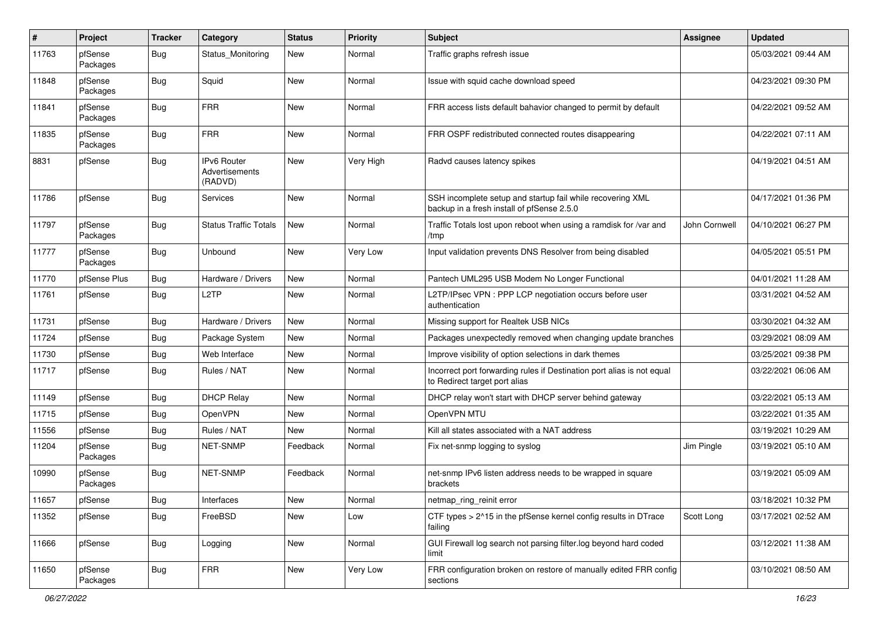| # | Project | Tracker | Category | Status | Priority | Subject | Assignee | Updated |
|---|---|---|---|---|---|---|---|---|
| 11763 | pfSense Packages | Bug | Status_Monitoring | New | Normal | Traffic graphs refresh issue | | 05/03/2021 09:44 AM |
| 11848 | pfSense Packages | Bug | Squid | New | Normal | Issue with squid cache download speed | | 04/23/2021 09:30 PM |
| 11841 | pfSense Packages | Bug | FRR | New | Normal | FRR access lists default bahavior changed to permit by default | | 04/22/2021 09:52 AM |
| 11835 | pfSense Packages | Bug | FRR | New | Normal | FRR OSPF redistributed connected routes disappearing | | 04/22/2021 07:11 AM |
| 8831 | pfSense | Bug | IPv6 Router Advertisements (RADVD) | New | Very High | Radvd causes latency spikes | | 04/19/2021 04:51 AM |
| 11786 | pfSense | Bug | Services | New | Normal | SSH incomplete setup and startup fail while recovering XML backup in a fresh install of pfSense 2.5.0 | | 04/17/2021 01:36 PM |
| 11797 | pfSense Packages | Bug | Status Traffic Totals | New | Normal | Traffic Totals lost upon reboot when using a ramdisk for /var and /tmp | John Cornwell | 04/10/2021 06:27 PM |
| 11777 | pfSense Packages | Bug | Unbound | New | Very Low | Input validation prevents DNS Resolver from being disabled | | 04/05/2021 05:51 PM |
| 11770 | pfSense Plus | Bug | Hardware / Drivers | New | Normal | Pantech UML295 USB Modem No Longer Functional | | 04/01/2021 11:28 AM |
| 11761 | pfSense | Bug | L2TP | New | Normal | L2TP/IPsec VPN : PPP LCP negotiation occurs before user authentication | | 03/31/2021 04:52 AM |
| 11731 | pfSense | Bug | Hardware / Drivers | New | Normal | Missing support for Realtek USB NICs | | 03/30/2021 04:32 AM |
| 11724 | pfSense | Bug | Package System | New | Normal | Packages unexpectedly removed when changing update branches | | 03/29/2021 08:09 AM |
| 11730 | pfSense | Bug | Web Interface | New | Normal | Improve visibility of option selections in dark themes | | 03/25/2021 09:38 PM |
| 11717 | pfSense | Bug | Rules / NAT | New | Normal | Incorrect port forwarding rules if Destination port alias is not equal to Redirect target port alias | | 03/22/2021 06:06 AM |
| 11149 | pfSense | Bug | DHCP Relay | New | Normal | DHCP relay won't start with DHCP server behind gateway | | 03/22/2021 05:13 AM |
| 11715 | pfSense | Bug | OpenVPN | New | Normal | OpenVPN MTU | | 03/22/2021 01:35 AM |
| 11556 | pfSense | Bug | Rules / NAT | New | Normal | Kill all states associated with a NAT address | | 03/19/2021 10:29 AM |
| 11204 | pfSense Packages | Bug | NET-SNMP | Feedback | Normal | Fix net-snmp logging to syslog | Jim Pingle | 03/19/2021 05:10 AM |
| 10990 | pfSense Packages | Bug | NET-SNMP | Feedback | Normal | net-snmp IPv6 listen address needs to be wrapped in square brackets | | 03/19/2021 05:09 AM |
| 11657 | pfSense | Bug | Interfaces | New | Normal | netmap_ring_reinit error | | 03/18/2021 10:32 PM |
| 11352 | pfSense | Bug | FreeBSD | New | Low | CTF types > 2^15 in the pfSense kernel config results in DTrace failing | Scott Long | 03/17/2021 02:52 AM |
| 11666 | pfSense | Bug | Logging | New | Normal | GUI Firewall log search not parsing filter.log beyond hard coded limit | | 03/12/2021 11:38 AM |
| 11650 | pfSense Packages | Bug | FRR | New | Very Low | FRR configuration broken on restore of manually edited FRR config sections | | 03/10/2021 08:50 AM |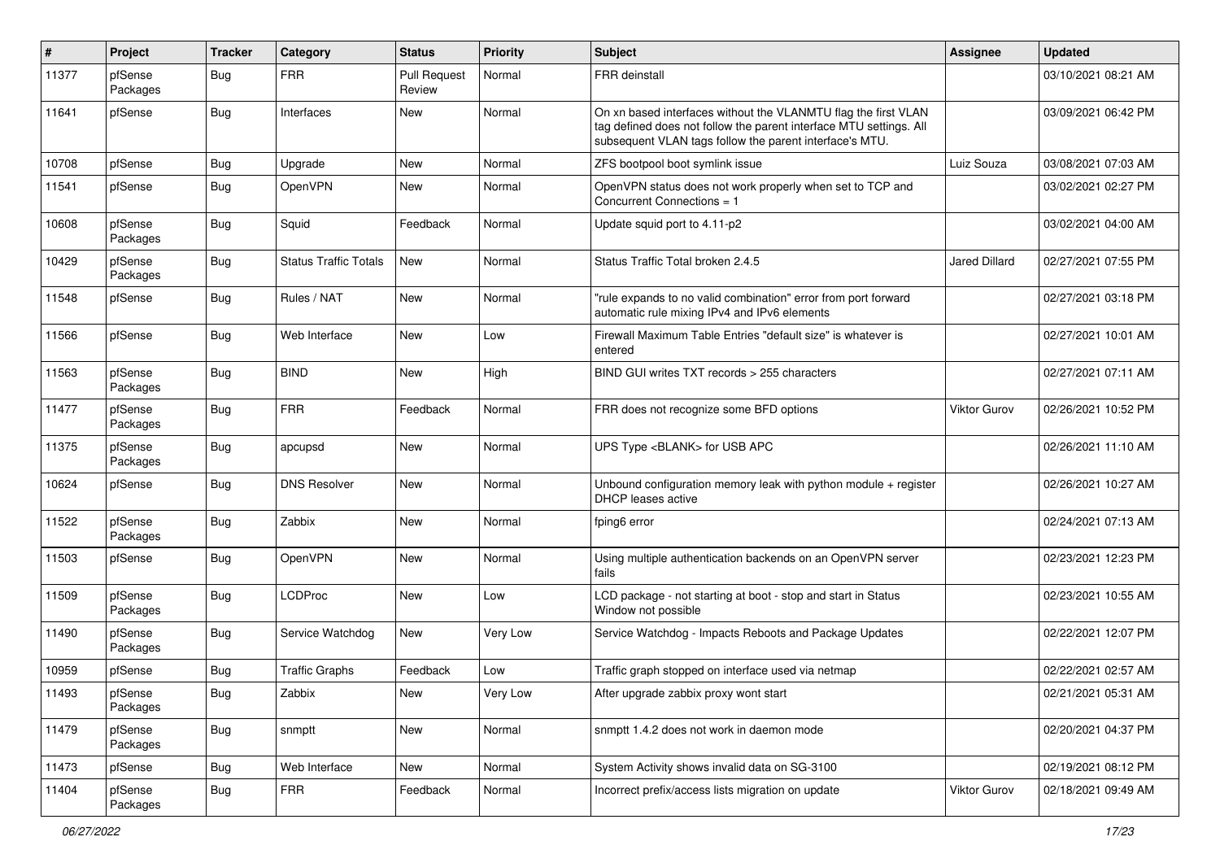| # | Project | Tracker | Category | Status | Priority | Subject | Assignee | Updated |
|---|---|---|---|---|---|---|---|---|
| 11377 | pfSense Packages | Bug | FRR | Pull Request Review | Normal | FRR deinstall | | 03/10/2021 08:21 AM |
| 11641 | pfSense | Bug | Interfaces | New | Normal | On xn based interfaces without the VLANMTU flag the first VLAN tag defined does not follow the parent interface MTU settings. All subsequent VLAN tags follow the parent interface's MTU. | | 03/09/2021 06:42 PM |
| 10708 | pfSense | Bug | Upgrade | New | Normal | ZFS bootpool boot symlink issue | Luiz Souza | 03/08/2021 07:03 AM |
| 11541 | pfSense | Bug | OpenVPN | New | Normal | OpenVPN status does not work properly when set to TCP and Concurrent Connections = 1 | | 03/02/2021 02:27 PM |
| 10608 | pfSense Packages | Bug | Squid | Feedback | Normal | Update squid port to 4.11-p2 | | 03/02/2021 04:00 AM |
| 10429 | pfSense Packages | Bug | Status Traffic Totals | New | Normal | Status Traffic Total broken 2.4.5 | Jared Dillard | 02/27/2021 07:55 PM |
| 11548 | pfSense | Bug | Rules / NAT | New | Normal | "rule expands to no valid combination" error from port forward automatic rule mixing IPv4 and IPv6 elements | | 02/27/2021 03:18 PM |
| 11566 | pfSense | Bug | Web Interface | New | Low | Firewall Maximum Table Entries "default size" is whatever is entered | | 02/27/2021 10:01 AM |
| 11563 | pfSense Packages | Bug | BIND | New | High | BIND GUI writes TXT records > 255 characters | | 02/27/2021 07:11 AM |
| 11477 | pfSense Packages | Bug | FRR | Feedback | Normal | FRR does not recognize some BFD options | Viktor Gurov | 02/26/2021 10:52 PM |
| 11375 | pfSense Packages | Bug | apcupsd | New | Normal | UPS Type <BLANK> for USB APC | | 02/26/2021 11:10 AM |
| 10624 | pfSense | Bug | DNS Resolver | New | Normal | Unbound configuration memory leak with python module + register DHCP leases active | | 02/26/2021 10:27 AM |
| 11522 | pfSense Packages | Bug | Zabbix | New | Normal | fping6 error | | 02/24/2021 07:13 AM |
| 11503 | pfSense | Bug | OpenVPN | New | Normal | Using multiple authentication backends on an OpenVPN server fails | | 02/23/2021 12:23 PM |
| 11509 | pfSense Packages | Bug | LCDProc | New | Low | LCD package - not starting at boot - stop and start in Status Window not possible | | 02/23/2021 10:55 AM |
| 11490 | pfSense Packages | Bug | Service Watchdog | New | Very Low | Service Watchdog - Impacts Reboots and Package Updates | | 02/22/2021 12:07 PM |
| 10959 | pfSense | Bug | Traffic Graphs | Feedback | Low | Traffic graph stopped on interface used via netmap | | 02/22/2021 02:57 AM |
| 11493 | pfSense Packages | Bug | Zabbix | New | Very Low | After upgrade zabbix proxy wont start | | 02/21/2021 05:31 AM |
| 11479 | pfSense Packages | Bug | snmptt | New | Normal | snmptt 1.4.2 does not work in daemon mode | | 02/20/2021 04:37 PM |
| 11473 | pfSense | Bug | Web Interface | New | Normal | System Activity shows invalid data on SG-3100 | | 02/19/2021 08:12 PM |
| 11404 | pfSense Packages | Bug | FRR | Feedback | Normal | Incorrect prefix/access lists migration on update | Viktor Gurov | 02/18/2021 09:49 AM |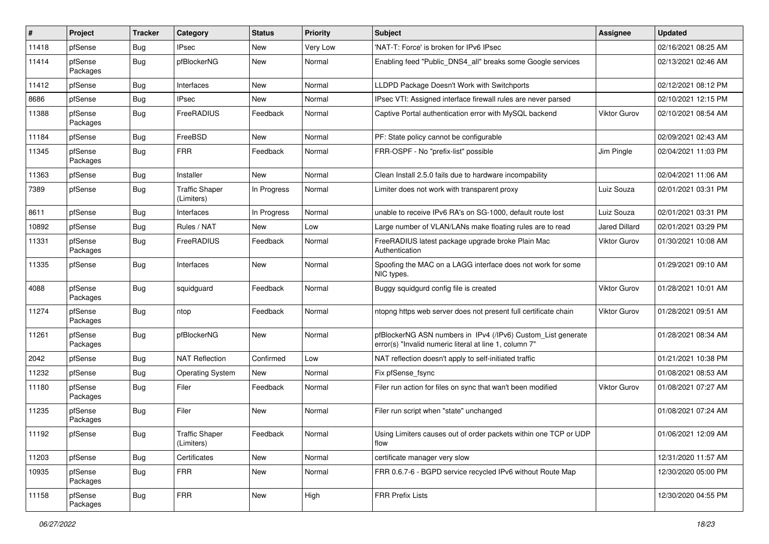| # | Project | Tracker | Category | Status | Priority | Subject | Assignee | Updated |
|---|---|---|---|---|---|---|---|---|
| 11418 | pfSense | Bug | IPsec | New | Very Low | 'NAT-T: Force' is broken for IPv6 IPsec | | 02/16/2021 08:25 AM |
| 11414 | pfSense Packages | Bug | pfBlockerNG | New | Normal | Enabling feed "Public_DNS4_all" breaks some Google services | | 02/13/2021 02:46 AM |
| 11412 | pfSense | Bug | Interfaces | New | Normal | LLDPD Package Doesn't Work with Switchports | | 02/12/2021 08:12 PM |
| 8686 | pfSense | Bug | IPsec | New | Normal | IPsec VTI: Assigned interface firewall rules are never parsed | | 02/10/2021 12:15 PM |
| 11388 | pfSense Packages | Bug | FreeRADIUS | Feedback | Normal | Captive Portal authentication error with MySQL backend | Viktor Gurov | 02/10/2021 08:54 AM |
| 11184 | pfSense | Bug | FreeBSD | New | Normal | PF: State policy cannot be configurable | | 02/09/2021 02:43 AM |
| 11345 | pfSense Packages | Bug | FRR | Feedback | Normal | FRR-OSPF - No "prefix-list" possible | Jim Pingle | 02/04/2021 11:03 PM |
| 11363 | pfSense | Bug | Installer | New | Normal | Clean Install 2.5.0 fails due to hardware incompability | | 02/04/2021 11:06 AM |
| 7389 | pfSense | Bug | Traffic Shaper (Limiters) | In Progress | Normal | Limiter does not work with transparent proxy | Luiz Souza | 02/01/2021 03:31 PM |
| 8611 | pfSense | Bug | Interfaces | In Progress | Normal | unable to receive IPv6 RA's on SG-1000, default route lost | Luiz Souza | 02/01/2021 03:31 PM |
| 10892 | pfSense | Bug | Rules / NAT | New | Low | Large number of VLAN/LANs make floating rules are to read | Jared Dillard | 02/01/2021 03:29 PM |
| 11331 | pfSense Packages | Bug | FreeRADIUS | Feedback | Normal | FreeRADIUS latest package upgrade broke Plain Mac Authentication | Viktor Gurov | 01/30/2021 10:08 AM |
| 11335 | pfSense | Bug | Interfaces | New | Normal | Spoofing the MAC on a LAGG interface does not work for some NIC types. | | 01/29/2021 09:10 AM |
| 4088 | pfSense Packages | Bug | squidguard | Feedback | Normal | Buggy squidgurd config file is created | Viktor Gurov | 01/28/2021 10:01 AM |
| 11274 | pfSense Packages | Bug | ntop | Feedback | Normal | ntopng https web server does not present full certificate chain | Viktor Gurov | 01/28/2021 09:51 AM |
| 11261 | pfSense Packages | Bug | pfBlockerNG | New | Normal | pfBlockerNG ASN numbers in IPv4 (/IPv6) Custom_List generate error(s) "Invalid numeric literal at line 1, column 7" | | 01/28/2021 08:34 AM |
| 2042 | pfSense | Bug | NAT Reflection | Confirmed | Low | NAT reflection doesn't apply to self-initiated traffic | | 01/21/2021 10:38 PM |
| 11232 | pfSense | Bug | Operating System | New | Normal | Fix pfSense_fsync | | 01/08/2021 08:53 AM |
| 11180 | pfSense Packages | Bug | Filer | Feedback | Normal | Filer run action for files on sync that wan't been modified | Viktor Gurov | 01/08/2021 07:27 AM |
| 11235 | pfSense Packages | Bug | Filer | New | Normal | Filer run script when "state" unchanged | | 01/08/2021 07:24 AM |
| 11192 | pfSense | Bug | Traffic Shaper (Limiters) | Feedback | Normal | Using Limiters causes out of order packets within one TCP or UDP flow | | 01/06/2021 12:09 AM |
| 11203 | pfSense | Bug | Certificates | New | Normal | certificate manager very slow | | 12/31/2020 11:57 AM |
| 10935 | pfSense Packages | Bug | FRR | New | Normal | FRR 0.6.7-6 - BGPD service recycled IPv6 without Route Map | | 12/30/2020 05:00 PM |
| 11158 | pfSense Packages | Bug | FRR | New | High | FRR Prefix Lists | | 12/30/2020 04:55 PM |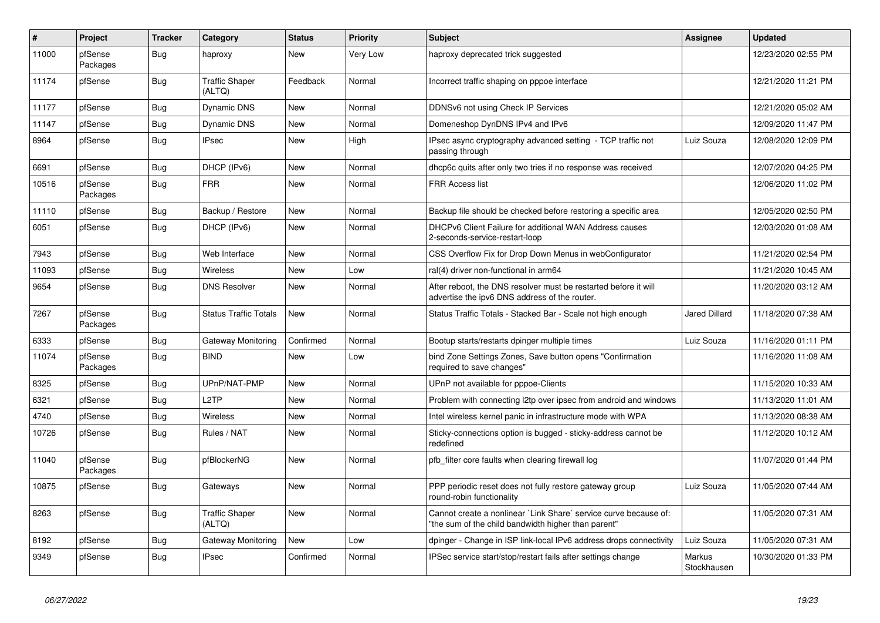| # | Project | Tracker | Category | Status | Priority | Subject | Assignee | Updated |
|---|---|---|---|---|---|---|---|---|
| 11000 | pfSense Packages | Bug | haproxy | New | Very Low | haproxy deprecated trick suggested | | 12/23/2020 02:55 PM |
| 11174 | pfSense | Bug | Traffic Shaper (ALTQ) | Feedback | Normal | Incorrect traffic shaping on pppoe interface | | 12/21/2020 11:21 PM |
| 11177 | pfSense | Bug | Dynamic DNS | New | Normal | DDNSv6 not using Check IP Services | | 12/21/2020 05:02 AM |
| 11147 | pfSense | Bug | Dynamic DNS | New | Normal | Domeneshop DynDNS IPv4 and IPv6 | | 12/09/2020 11:47 PM |
| 8964 | pfSense | Bug | IPsec | New | High | IPsec async cryptography advanced setting - TCP traffic not passing through | Luiz Souza | 12/08/2020 12:09 PM |
| 6691 | pfSense | Bug | DHCP (IPv6) | New | Normal | dhcp6c quits after only two tries if no response was received | | 12/07/2020 04:25 PM |
| 10516 | pfSense Packages | Bug | FRR | New | Normal | FRR Access list | | 12/06/2020 11:02 PM |
| 11110 | pfSense | Bug | Backup / Restore | New | Normal | Backup file should be checked before restoring a specific area | | 12/05/2020 02:50 PM |
| 6051 | pfSense | Bug | DHCP (IPv6) | New | Normal | DHCPv6 Client Failure for additional WAN Address causes 2-seconds-service-restart-loop | | 12/03/2020 01:08 AM |
| 7943 | pfSense | Bug | Web Interface | New | Normal | CSS Overflow Fix for Drop Down Menus in webConfigurator | | 11/21/2020 02:54 PM |
| 11093 | pfSense | Bug | Wireless | New | Low | ral(4) driver non-functional in arm64 | | 11/21/2020 10:45 AM |
| 9654 | pfSense | Bug | DNS Resolver | New | Normal | After reboot, the DNS resolver must be restarted before it will advertise the ipv6 DNS address of the router. | | 11/20/2020 03:12 AM |
| 7267 | pfSense Packages | Bug | Status Traffic Totals | New | Normal | Status Traffic Totals - Stacked Bar - Scale not high enough | Jared Dillard | 11/18/2020 07:38 AM |
| 6333 | pfSense | Bug | Gateway Monitoring | Confirmed | Normal | Bootup starts/restarts dpinger multiple times | Luiz Souza | 11/16/2020 01:11 PM |
| 11074 | pfSense Packages | Bug | BIND | New | Low | bind Zone Settings Zones, Save button opens "Confirmation required to save changes" | | 11/16/2020 11:08 AM |
| 8325 | pfSense | Bug | UPnP/NAT-PMP | New | Normal | UPnP not available for pppoe-Clients | | 11/15/2020 10:33 AM |
| 6321 | pfSense | Bug | L2TP | New | Normal | Problem with connecting l2tp over ipsec from android and windows | | 11/13/2020 11:01 AM |
| 4740 | pfSense | Bug | Wireless | New | Normal | Intel wireless kernel panic in infrastructure mode with WPA | | 11/13/2020 08:38 AM |
| 10726 | pfSense | Bug | Rules / NAT | New | Normal | Sticky-connections option is bugged - sticky-address cannot be redefined | | 11/12/2020 10:12 AM |
| 11040 | pfSense Packages | Bug | pfBlockerNG | New | Normal | pfb_filter core faults when clearing firewall log | | 11/07/2020 01:44 PM |
| 10875 | pfSense | Bug | Gateways | New | Normal | PPP periodic reset does not fully restore gateway group round-robin functionality | Luiz Souza | 11/05/2020 07:44 AM |
| 8263 | pfSense | Bug | Traffic Shaper (ALTQ) | New | Normal | Cannot create a nonlinear `Link Share` service curve because of: "the sum of the child bandwidth higher than parent" | | 11/05/2020 07:31 AM |
| 8192 | pfSense | Bug | Gateway Monitoring | New | Low | dpinger - Change in ISP link-local IPv6 address drops connectivity | Luiz Souza | 11/05/2020 07:31 AM |
| 9349 | pfSense | Bug | IPsec | Confirmed | Normal | IPSec service start/stop/restart fails after settings change | Markus Stockhausen | 10/30/2020 01:33 PM |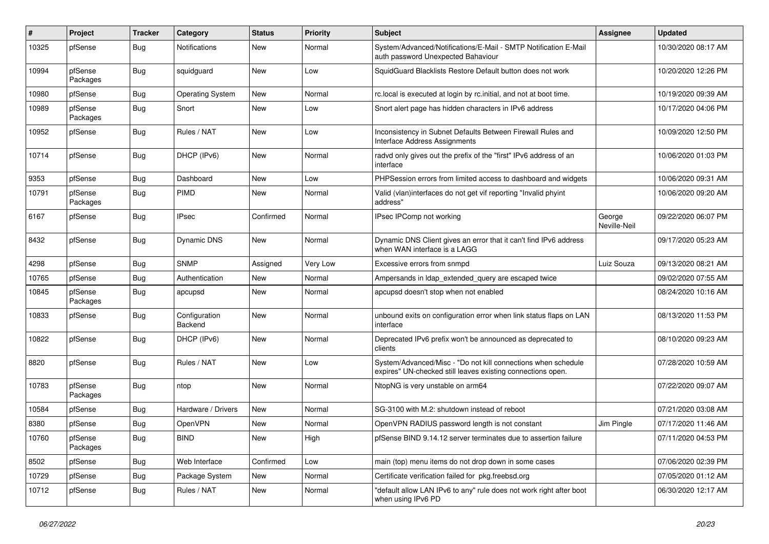| # | Project | Tracker | Category | Status | Priority | Subject | Assignee | Updated |
|---|---|---|---|---|---|---|---|---|
| 10325 | pfSense | Bug | Notifications | New | Normal | System/Advanced/Notifications/E-Mail - SMTP Notification E-Mail auth password Unexpected Bahaviour | | 10/30/2020 08:17 AM |
| 10994 | pfSense Packages | Bug | squidguard | New | Low | SquidGuard Blacklists Restore Default button does not work | | 10/20/2020 12:26 PM |
| 10980 | pfSense | Bug | Operating System | New | Normal | rc.local is executed at login by rc.initial, and not at boot time. | | 10/19/2020 09:39 AM |
| 10989 | pfSense Packages | Bug | Snort | New | Low | Snort alert page has hidden characters in IPv6 address | | 10/17/2020 04:06 PM |
| 10952 | pfSense | Bug | Rules / NAT | New | Low | Inconsistency in Subnet Defaults Between Firewall Rules and Interface Address Assignments | | 10/09/2020 12:50 PM |
| 10714 | pfSense | Bug | DHCP (IPv6) | New | Normal | radvd only gives out the prefix of the "first" IPv6 address of an interface | | 10/06/2020 01:03 PM |
| 9353 | pfSense | Bug | Dashboard | New | Low | PHPSession errors from limited access to dashboard and widgets | | 10/06/2020 09:31 AM |
| 10791 | pfSense Packages | Bug | PIMD | New | Normal | Valid (vlan)interfaces do not get vif reporting "Invalid phyint address" | | 10/06/2020 09:20 AM |
| 6167 | pfSense | Bug | IPsec | Confirmed | Normal | IPsec IPComp not working | George Neville-Neil | 09/22/2020 06:07 PM |
| 8432 | pfSense | Bug | Dynamic DNS | New | Normal | Dynamic DNS Client gives an error that it can't find IPv6 address when WAN interface is a LAGG | | 09/17/2020 05:23 AM |
| 4298 | pfSense | Bug | SNMP | Assigned | Very Low | Excessive errors from snmpd | Luiz Souza | 09/13/2020 08:21 AM |
| 10765 | pfSense | Bug | Authentication | New | Normal | Ampersands in ldap_extended_query are escaped twice | | 09/02/2020 07:55 AM |
| 10845 | pfSense Packages | Bug | apcupsd | New | Normal | apcupsd doesn't stop when not enabled | | 08/24/2020 10:16 AM |
| 10833 | pfSense | Bug | Configuration Backend | New | Normal | unbound exits on configuration error when link status flaps on LAN interface | | 08/13/2020 11:53 PM |
| 10822 | pfSense | Bug | DHCP (IPv6) | New | Normal | Deprecated IPv6 prefix won't be announced as deprecated to clients | | 08/10/2020 09:23 AM |
| 8820 | pfSense | Bug | Rules / NAT | New | Low | System/Advanced/Misc - "Do not kill connections when schedule expires" UN-checked still leaves existing connections open. | | 07/28/2020 10:59 AM |
| 10783 | pfSense Packages | Bug | ntop | New | Normal | NtopNG is very unstable on arm64 | | 07/22/2020 09:07 AM |
| 10584 | pfSense | Bug | Hardware / Drivers | New | Normal | SG-3100 with M.2: shutdown instead of reboot | | 07/21/2020 03:08 AM |
| 8380 | pfSense | Bug | OpenVPN | New | Normal | OpenVPN RADIUS password length is not constant | Jim Pingle | 07/17/2020 11:46 AM |
| 10760 | pfSense Packages | Bug | BIND | New | High | pfSense BIND 9.14.12 server terminates due to assertion failure | | 07/11/2020 04:53 PM |
| 8502 | pfSense | Bug | Web Interface | Confirmed | Low | main (top) menu items do not drop down in some cases | | 07/06/2020 02:39 PM |
| 10729 | pfSense | Bug | Package System | New | Normal | Certificate verification failed for pkg.freebsd.org | | 07/05/2020 01:12 AM |
| 10712 | pfSense | Bug | Rules / NAT | New | Normal | "default allow LAN IPv6 to any" rule does not work right after boot when using IPv6 PD | | 06/30/2020 12:17 AM |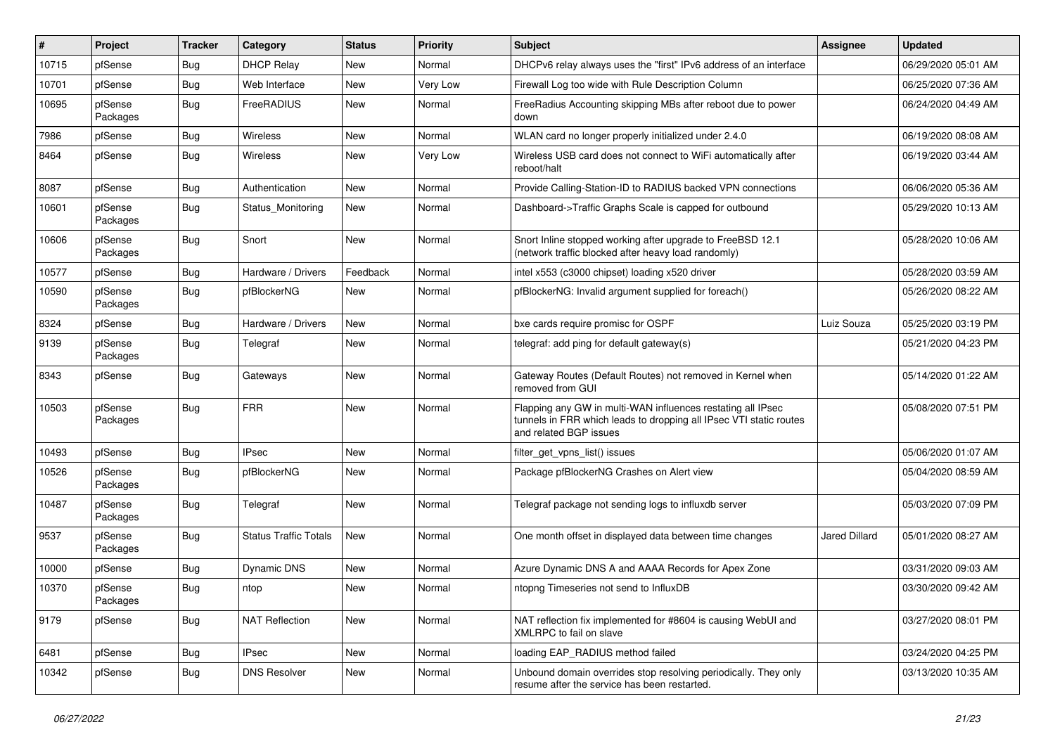| # | Project | Tracker | Category | Status | Priority | Subject | Assignee | Updated |
|---|---|---|---|---|---|---|---|---|
| 10715 | pfSense | Bug | DHCP Relay | New | Normal | DHCPv6 relay always uses the "first" IPv6 address of an interface | | 06/29/2020 05:01 AM |
| 10701 | pfSense | Bug | Web Interface | New | Very Low | Firewall Log too wide with Rule Description Column | | 06/25/2020 07:36 AM |
| 10695 | pfSense Packages | Bug | FreeRADIUS | New | Normal | FreeRadius Accounting skipping MBs after reboot due to power down | | 06/24/2020 04:49 AM |
| 7986 | pfSense | Bug | Wireless | New | Normal | WLAN card no longer properly initialized under 2.4.0 | | 06/19/2020 08:08 AM |
| 8464 | pfSense | Bug | Wireless | New | Very Low | Wireless USB card does not connect to WiFi automatically after reboot/halt | | 06/19/2020 03:44 AM |
| 8087 | pfSense | Bug | Authentication | New | Normal | Provide Calling-Station-ID to RADIUS backed VPN connections | | 06/06/2020 05:36 AM |
| 10601 | pfSense Packages | Bug | Status_Monitoring | New | Normal | Dashboard->Traffic Graphs Scale is capped for outbound | | 05/29/2020 10:13 AM |
| 10606 | pfSense Packages | Bug | Snort | New | Normal | Snort Inline stopped working after upgrade to FreeBSD 12.1 (network traffic blocked after heavy load randomly) | | 05/28/2020 10:06 AM |
| 10577 | pfSense | Bug | Hardware / Drivers | Feedback | Normal | intel x553 (c3000 chipset) loading x520 driver | | 05/28/2020 03:59 AM |
| 10590 | pfSense Packages | Bug | pfBlockerNG | New | Normal | pfBlockerNG: Invalid argument supplied for foreach() | | 05/26/2020 08:22 AM |
| 8324 | pfSense | Bug | Hardware / Drivers | New | Normal | bxe cards require promisc for OSPF | Luiz Souza | 05/25/2020 03:19 PM |
| 9139 | pfSense Packages | Bug | Telegraf | New | Normal | telegraf: add ping for default gateway(s) | | 05/21/2020 04:23 PM |
| 8343 | pfSense | Bug | Gateways | New | Normal | Gateway Routes (Default Routes) not removed in Kernel when removed from GUI | | 05/14/2020 01:22 AM |
| 10503 | pfSense Packages | Bug | FRR | New | Normal | Flapping any GW in multi-WAN influences restating all IPsec tunnels in FRR which leads to dropping all IPsec VTI static routes and related BGP issues | | 05/08/2020 07:51 PM |
| 10493 | pfSense | Bug | IPsec | New | Normal | filter_get_vpns_list() issues | | 05/06/2020 01:07 AM |
| 10526 | pfSense Packages | Bug | pfBlockerNG | New | Normal | Package pfBlockerNG Crashes on Alert view | | 05/04/2020 08:59 AM |
| 10487 | pfSense Packages | Bug | Telegraf | New | Normal | Telegraf package not sending logs to influxdb server | | 05/03/2020 07:09 PM |
| 9537 | pfSense Packages | Bug | Status Traffic Totals | New | Normal | One month offset in displayed data between time changes | Jared Dillard | 05/01/2020 08:27 AM |
| 10000 | pfSense | Bug | Dynamic DNS | New | Normal | Azure Dynamic DNS A and AAAA Records for Apex Zone | | 03/31/2020 09:03 AM |
| 10370 | pfSense Packages | Bug | ntop | New | Normal | ntopng Timeseries not send to InfluxDB | | 03/30/2020 09:42 AM |
| 9179 | pfSense | Bug | NAT Reflection | New | Normal | NAT reflection fix implemented for #8604 is causing WebUI and XMLRPC to fail on slave | | 03/27/2020 08:01 PM |
| 6481 | pfSense | Bug | IPsec | New | Normal | loading EAP_RADIUS method failed | | 03/24/2020 04:25 PM |
| 10342 | pfSense | Bug | DNS Resolver | New | Normal | Unbound domain overrides stop resolving periodically. They only resume after the service has been restarted. | | 03/13/2020 10:35 AM |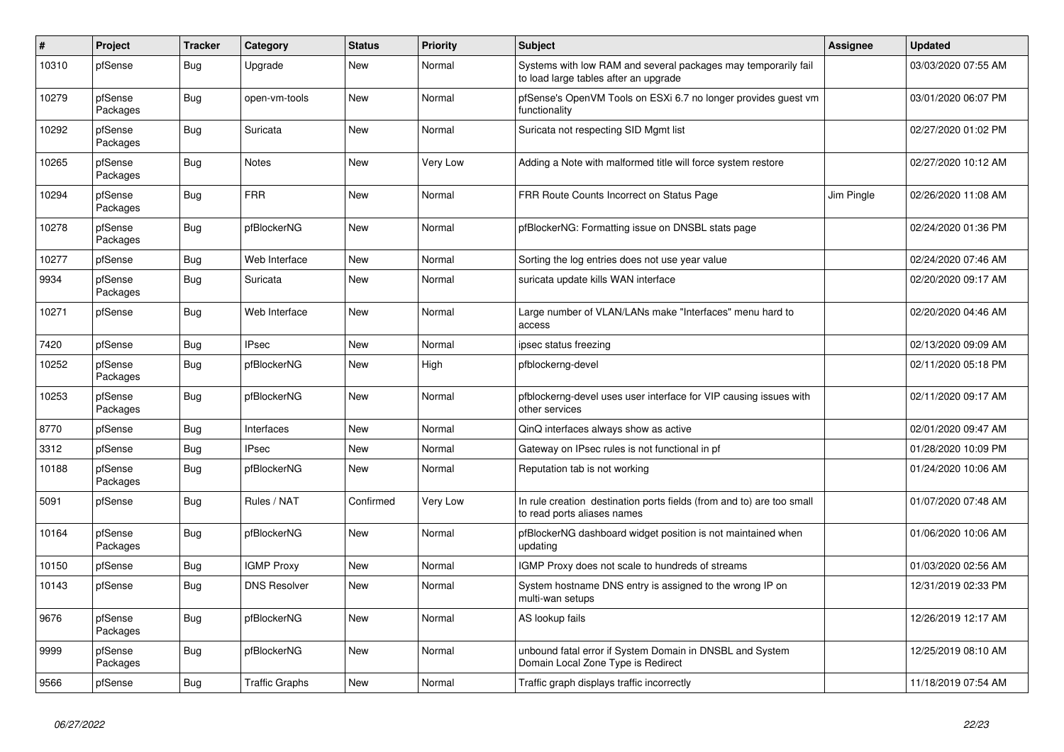| # | Project | Tracker | Category | Status | Priority | Subject | Assignee | Updated |
|---|---|---|---|---|---|---|---|---|
| 10310 | pfSense | Bug | Upgrade | New | Normal | Systems with low RAM and several packages may temporarily fail to load large tables after an upgrade | | 03/03/2020 07:55 AM |
| 10279 | pfSense Packages | Bug | open-vm-tools | New | Normal | pfSense's OpenVM Tools on ESXi 6.7 no longer provides guest vm functionality | | 03/01/2020 06:07 PM |
| 10292 | pfSense Packages | Bug | Suricata | New | Normal | Suricata not respecting SID Mgmt list | | 02/27/2020 01:02 PM |
| 10265 | pfSense Packages | Bug | Notes | New | Very Low | Adding a Note with malformed title will force system restore | | 02/27/2020 10:12 AM |
| 10294 | pfSense Packages | Bug | FRR | New | Normal | FRR Route Counts Incorrect on Status Page | Jim Pingle | 02/26/2020 11:08 AM |
| 10278 | pfSense Packages | Bug | pfBlockerNG | New | Normal | pfBlockerNG: Formatting issue on DNSBL stats page | | 02/24/2020 01:36 PM |
| 10277 | pfSense | Bug | Web Interface | New | Normal | Sorting the log entries does not use year value | | 02/24/2020 07:46 AM |
| 9934 | pfSense Packages | Bug | Suricata | New | Normal | suricata update kills WAN interface | | 02/20/2020 09:17 AM |
| 10271 | pfSense | Bug | Web Interface | New | Normal | Large number of VLAN/LANs make "Interfaces" menu hard to access | | 02/20/2020 04:46 AM |
| 7420 | pfSense | Bug | IPsec | New | Normal | ipsec status freezing | | 02/13/2020 09:09 AM |
| 10252 | pfSense Packages | Bug | pfBlockerNG | New | High | pfblockerng-devel | | 02/11/2020 05:18 PM |
| 10253 | pfSense Packages | Bug | pfBlockerNG | New | Normal | pfblockerng-devel uses user interface for VIP causing issues with other services | | 02/11/2020 09:17 AM |
| 8770 | pfSense | Bug | Interfaces | New | Normal | QinQ interfaces always show as active | | 02/01/2020 09:47 AM |
| 3312 | pfSense | Bug | IPsec | New | Normal | Gateway on IPsec rules is not functional in pf | | 01/28/2020 10:09 PM |
| 10188 | pfSense Packages | Bug | pfBlockerNG | New | Normal | Reputation tab is not working | | 01/24/2020 10:06 AM |
| 5091 | pfSense | Bug | Rules / NAT | Confirmed | Very Low | In rule creation destination ports fields (from and to) are too small to read ports aliases names | | 01/07/2020 07:48 AM |
| 10164 | pfSense Packages | Bug | pfBlockerNG | New | Normal | pfBlockerNG dashboard widget position is not maintained when updating | | 01/06/2020 10:06 AM |
| 10150 | pfSense | Bug | IGMP Proxy | New | Normal | IGMP Proxy does not scale to hundreds of streams | | 01/03/2020 02:56 AM |
| 10143 | pfSense | Bug | DNS Resolver | New | Normal | System hostname DNS entry is assigned to the wrong IP on multi-wan setups | | 12/31/2019 02:33 PM |
| 9676 | pfSense Packages | Bug | pfBlockerNG | New | Normal | AS lookup fails | | 12/26/2019 12:17 AM |
| 9999 | pfSense Packages | Bug | pfBlockerNG | New | Normal | unbound fatal error if System Domain in DNSBL and System Domain Local Zone Type is Redirect | | 12/25/2019 08:10 AM |
| 9566 | pfSense | Bug | Traffic Graphs | New | Normal | Traffic graph displays traffic incorrectly | | 11/18/2019 07:54 AM |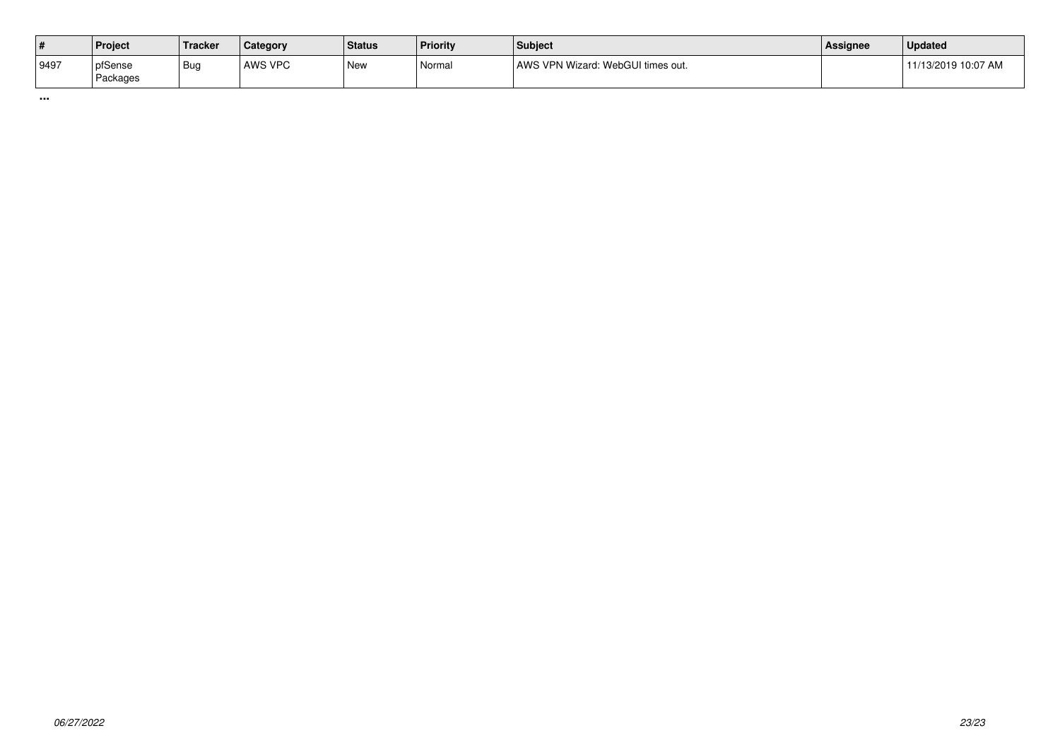| # | Project | Tracker | Category | Status | Priority | Subject | Assignee | Updated |
|---|---|---|---|---|---|---|---|---|
| 9497 | pfSense Packages | Bug | AWS VPC | New | Normal | AWS VPN Wizard: WebGUI times out. | | 11/13/2019 10:07 AM |

...